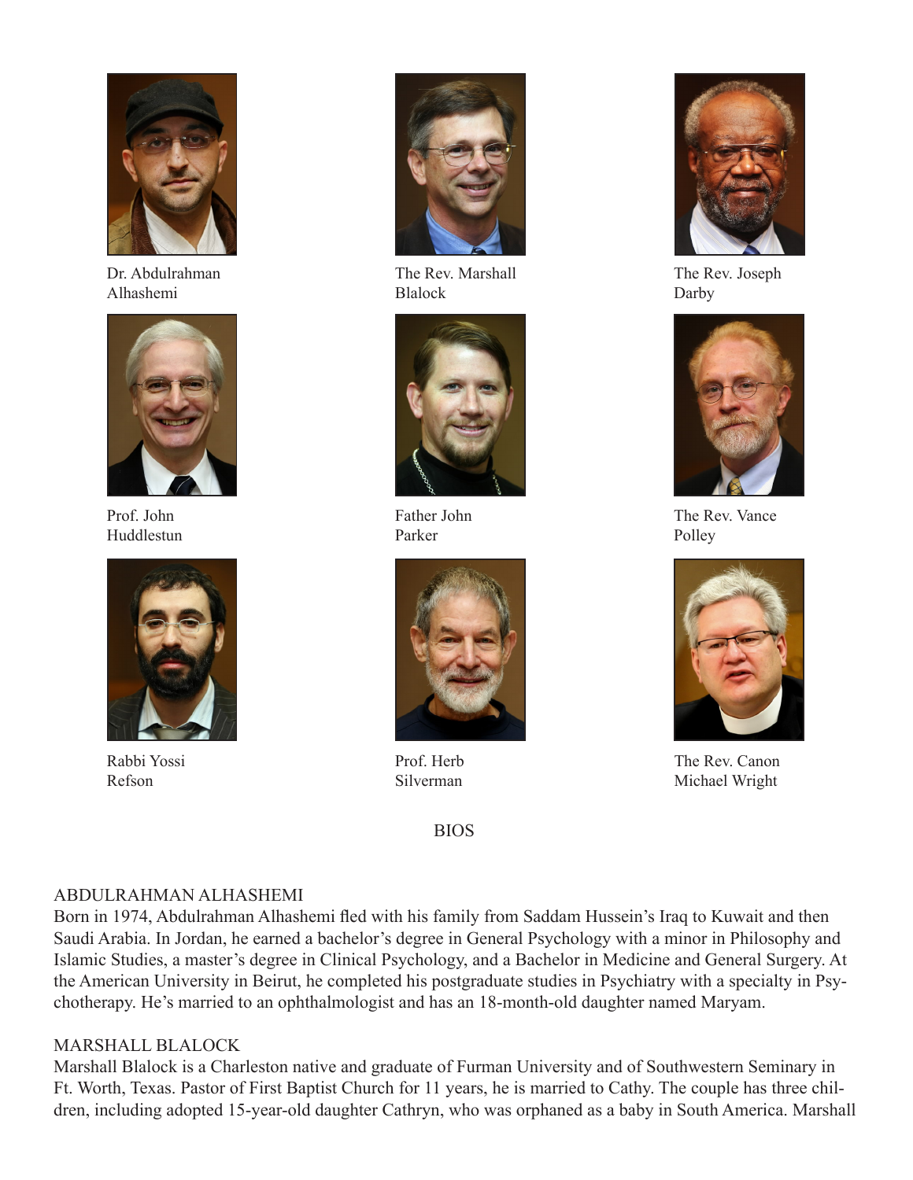Dr. Abdulrahman Alhashemi

The Rev. Marshall Blalock

The Rev. Joseph Darby

Prof. John Huddlestun

Father John Parker

The Rev. Vance Polley

Rabbi Yossi Refson

Prof. Herb Silverman

The Rev. Canon Michael Wright

BIOS

ABDULRAHMAN ALHASHEMI

Born in 1974, Abdulrahman Alhashemi fled with his family from Saddam Hussein's Iraq to Kuwait and then Saudi Arabia. In Jordan, he earned a bachelor's degree in General Psychology with a minor in Philosophy and Islamic Studies, a master's degree in Clinical Psychology, and a Bachelor in Medicine and General Surgery. At the American University in Beirut, he completed his postgraduate studies in Psychiatry with a specialty in Psychotherapy. He's married to an ophthalmologist and has an 18-month-old daughter named Maryam.

MARSHALL BLALOCK

Marshall Blalock is a Charleston native and graduate of Furman University and of Southwestern Seminary in Ft. Worth, Texas. Pastor of First Baptist Church for 11 years, he is married to Cathy. The couple has three children, including adopted 15-year-old daughter Cathryn, who was orphaned as a baby in South America. Marshall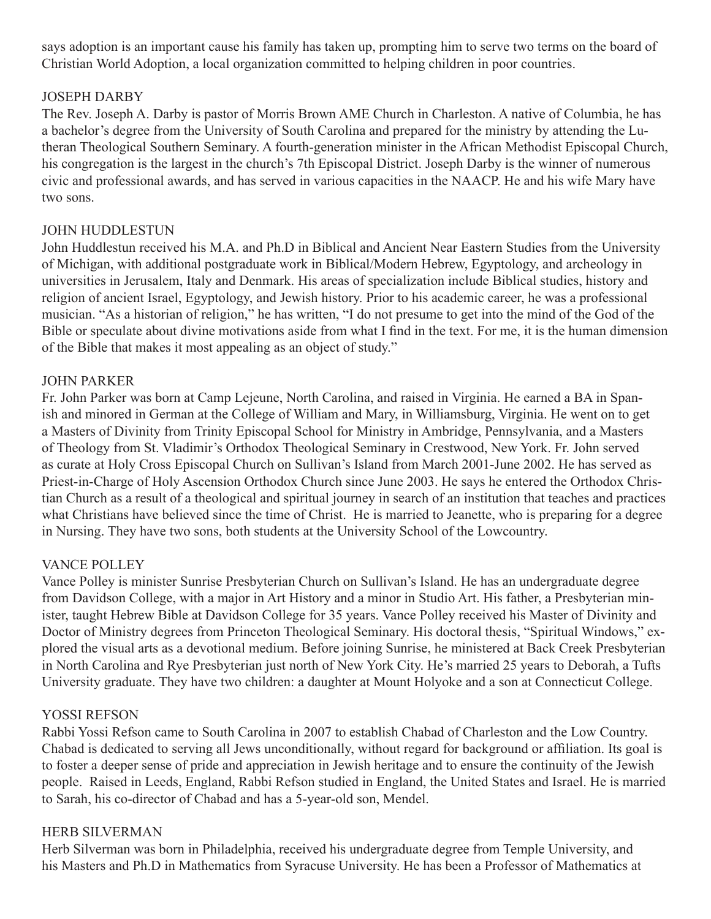says adoption is an important cause his family has taken up, prompting him to serve two terms on the board of Christian World Adoption, a local organization committed to helping children in poor countries.

### JOSEPH DARBY

The Rev. Joseph A. Darby is pastor of Morris Brown AME Church in Charleston. A native of Columbia, he has a bachelor's degree from the University of South Carolina and prepared for the ministry by attending the Lutheran Theological Southern Seminary. A fourth-generation minister in the African Methodist Episcopal Church, his congregation is the largest in the church's 7th Episcopal District. Joseph Darby is the winner of numerous civic and professional awards, and has served in various capacities in the NAACP. He and his wife Mary have two sons.

### JOHN HUDDLESTUN

John Huddlestun received his M.A. and Ph.D in Biblical and Ancient Near Eastern Studies from the University of Michigan, with additional postgraduate work in Biblical/Modern Hebrew, Egyptology, and archeology in universities in Jerusalem, Italy and Denmark. His areas of specialization include Biblical studies, history and religion of ancient Israel, Egyptology, and Jewish history. Prior to his academic career, he was a professional musician. "As a historian of religion," he has written, "I do not presume to get into the mind of the God of the Bible or speculate about divine motivations aside from what I find in the text. For me, it is the human dimension of the Bible that makes it most appealing as an object of study."

### JOHN PARKER

Fr. John Parker was born at Camp Lejeune, North Carolina, and raised in Virginia. He earned a BA in Spanish and minored in German at the College of William and Mary, in Williamsburg, Virginia. He went on to get a Masters of Divinity from Trinity Episcopal School for Ministry in Ambridge, Pennsylvania, and a Masters of Theology from St. Vladimir's Orthodox Theological Seminary in Crestwood, New York. Fr. John served as curate at Holy Cross Episcopal Church on Sullivan's Island from March 2001-June 2002. He has served as Priest-in-Charge of Holy Ascension Orthodox Church since June 2003. He says he entered the Orthodox Christian Church as a result of a theological and spiritual journey in search of an institution that teaches and practices what Christians have believed since the time of Christ. He is married to Jeanette, who is preparing for a degree in Nursing. They have two sons, both students at the University School of the Lowcountry.

### VANCE POLLEY

Vance Polley is minister Sunrise Presbyterian Church on Sullivan's Island. He has an undergraduate degree from Davidson College, with a major in Art History and a minor in Studio Art. His father, a Presbyterian minister, taught Hebrew Bible at Davidson College for 35 years. Vance Polley received his Master of Divinity and Doctor of Ministry degrees from Princeton Theological Seminary. His doctoral thesis, "Spiritual Windows," explored the visual arts as a devotional medium. Before joining Sunrise, he ministered at Back Creek Presbyterian in North Carolina and Rye Presbyterian just north of New York City. He's married 25 years to Deborah, a Tufts University graduate. They have two children: a daughter at Mount Holyoke and a son at Connecticut College.

### YOSSI REFSON

Rabbi Yossi Refson came to South Carolina in 2007 to establish Chabad of Charleston and the Low Country. Chabad is dedicated to serving all Jews unconditionally, without regard for background or affiliation. Its goal is to foster a deeper sense of pride and appreciation in Jewish heritage and to ensure the continuity of the Jewish people. Raised in Leeds, England, Rabbi Refson studied in England, the United States and Israel. He is married to Sarah, his co-director of Chabad and has a 5-year-old son, Mendel.

### HERB SILVERMAN

Herb Silverman was born in Philadelphia, received his undergraduate degree from Temple University, and his Masters and Ph.D in Mathematics from Syracuse University. He has been a Professor of Mathematics at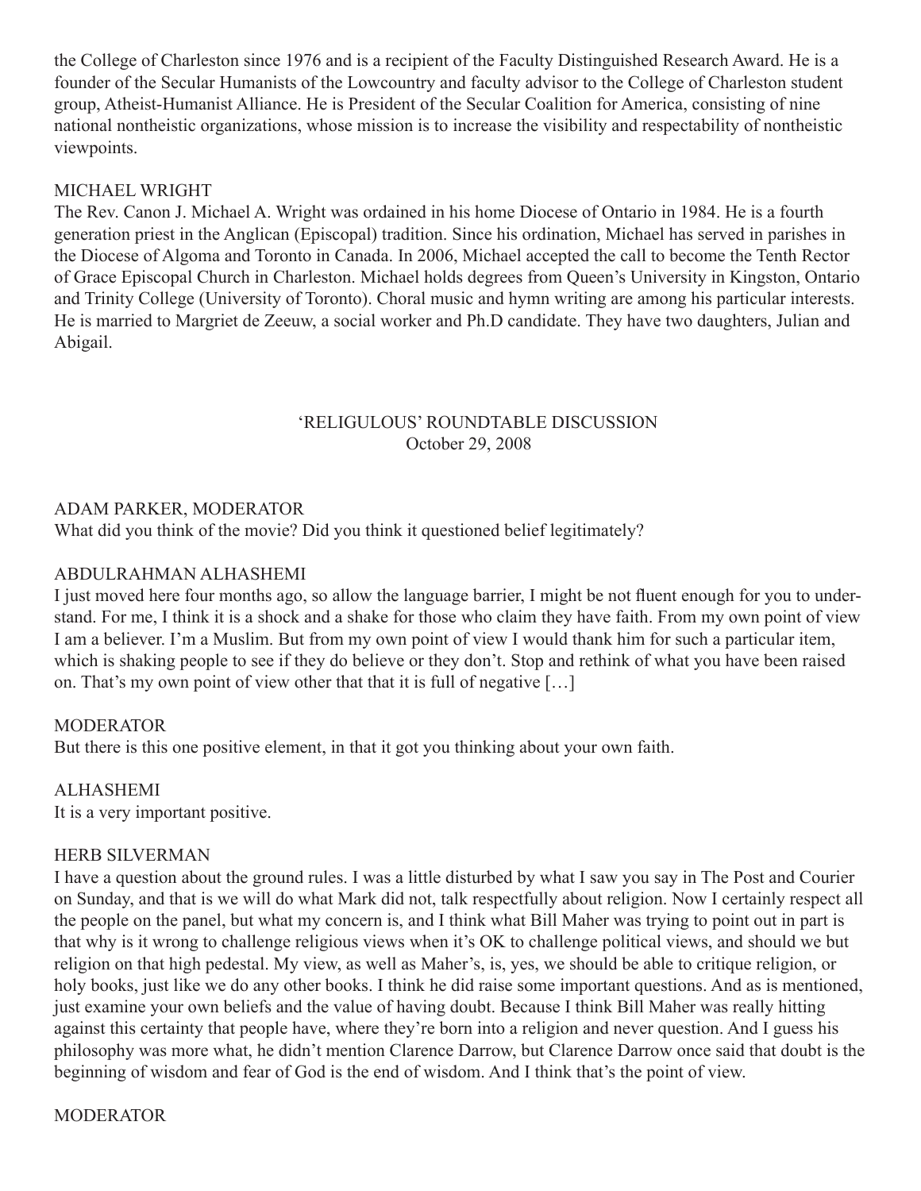the College of Charleston since 1976 and is a recipient of the Faculty Distinguished Research Award. He is a founder of the Secular Humanists of the Lowcountry and faculty advisor to the College of Charleston student group, Atheist-Humanist Alliance. He is President of the Secular Coalition for America, consisting of nine national nontheistic organizations, whose mission is to increase the visibility and respectability of nontheistic viewpoints.

MICHAEL WRIGHT

The Rev. Canon J. Michael A. Wright was ordained in his home Diocese of Ontario in 1984. He is a fourth generation priest in the Anglican (Episcopal) tradition. Since his ordination, Michael has served in parishes in the Diocese of Algoma and Toronto in Canada. In 2006, Michael accepted the call to become the Tenth Rector of Grace Episcopal Church in Charleston. Michael holds degrees from Queen's University in Kingston, Ontario and Trinity College (University of Toronto). Choral music and hymn writing are among his particular interests. He is married to Margriet de Zeeuw, a social worker and Ph.D candidate. They have two daughters, Julian and Abigail.

## 'RELIGULOUS' ROUNDTABLE DISCUSSION
October 29, 2008

ADAM PARKER, MODERATOR

What did you think of the movie? Did you think it questioned belief legitimately?

ABDULRAHMAN ALHASHEMI

I just moved here four months ago, so allow the language barrier, I might be not fluent enough for you to understand. For me, I think it is a shock and a shake for those who claim they have faith. From my own point of view I am a believer. I'm a Muslim. But from my own point of view I would thank him for such a particular item, which is shaking people to see if they do believe or they don't. Stop and rethink of what you have been raised on. That's my own point of view other that that it is full of negative […]

MODERATOR

But there is this one positive element, in that it got you thinking about your own faith.

ALHASHEMI

It is a very important positive.

HERB SILVERMAN

I have a question about the ground rules. I was a little disturbed by what I saw you say in The Post and Courier on Sunday, and that is we will do what Mark did not, talk respectfully about religion. Now I certainly respect all the people on the panel, but what my concern is, and I think what Bill Maher was trying to point out in part is that why is it wrong to challenge religious views when it's OK to challenge political views, and should we but religion on that high pedestal. My view, as well as Maher's, is, yes, we should be able to critique religion, or holy books, just like we do any other books. I think he did raise some important questions. And as is mentioned, just examine your own beliefs and the value of having doubt. Because I think Bill Maher was really hitting against this certainty that people have, where they're born into a religion and never question. And I guess his philosophy was more what, he didn't mention Clarence Darrow, but Clarence Darrow once said that doubt is the beginning of wisdom and fear of God is the end of wisdom. And I think that's the point of view.

MODERATOR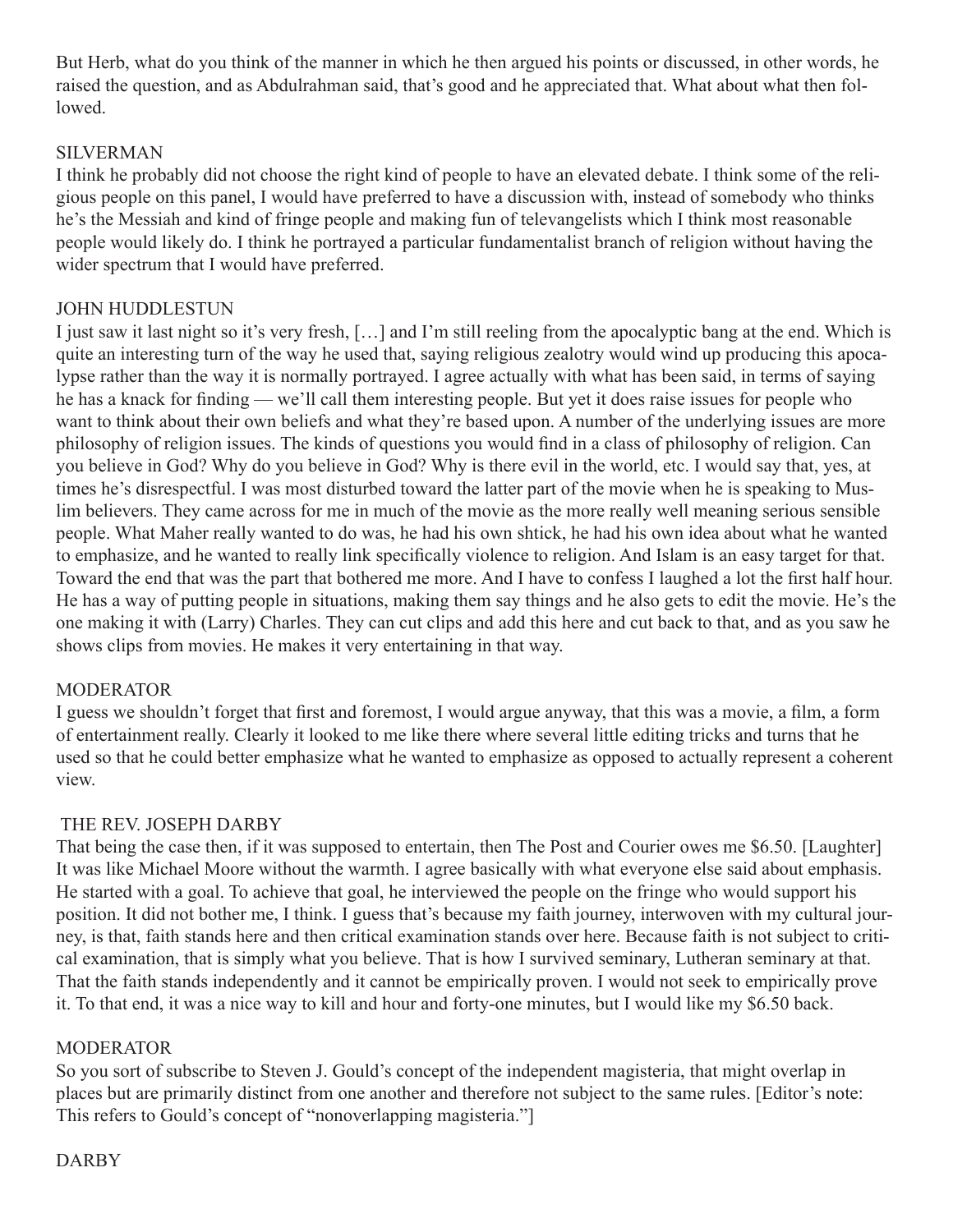But Herb, what do you think of the manner in which he then argued his points or discussed, in other words, he raised the question, and as Abdulrahman said, that's good and he appreciated that. What about what then followed.

SILVERMAN

I think he probably did not choose the right kind of people to have an elevated debate. I think some of the religious people on this panel, I would have preferred to have a discussion with, instead of somebody who thinks he's the Messiah and kind of fringe people and making fun of televangelists which I think most reasonable people would likely do. I think he portrayed a particular fundamentalist branch of religion without having the wider spectrum that I would have preferred.

JOHN HUDDLESTUN

I just saw it last night so it's very fresh, […] and I'm still reeling from the apocalyptic bang at the end. Which is quite an interesting turn of the way he used that, saying religious zealotry would wind up producing this apocalypse rather than the way it is normally portrayed. I agree actually with what has been said, in terms of saying he has a knack for finding — we'll call them interesting people. But yet it does raise issues for people who want to think about their own beliefs and what they're based upon. A number of the underlying issues are more philosophy of religion issues. The kinds of questions you would find in a class of philosophy of religion. Can you believe in God? Why do you believe in God? Why is there evil in the world, etc. I would say that, yes, at times he's disrespectful. I was most disturbed toward the latter part of the movie when he is speaking to Muslim believers. They came across for me in much of the movie as the more really well meaning serious sensible people. What Maher really wanted to do was, he had his own shtick, he had his own idea about what he wanted to emphasize, and he wanted to really link specifically violence to religion. And Islam is an easy target for that. Toward the end that was the part that bothered me more. And I have to confess I laughed a lot the first half hour. He has a way of putting people in situations, making them say things and he also gets to edit the movie. He's the one making it with (Larry) Charles. They can cut clips and add this here and cut back to that, and as you saw he shows clips from movies. He makes it very entertaining in that way.

MODERATOR

I guess we shouldn't forget that first and foremost, I would argue anyway, that this was a movie, a film, a form of entertainment really. Clearly it looked to me like there where several little editing tricks and turns that he used so that he could better emphasize what he wanted to emphasize as opposed to actually represent a coherent view.

THE REV. JOSEPH DARBY

That being the case then, if it was supposed to entertain, then The Post and Courier owes me $6.50. [Laughter] It was like Michael Moore without the warmth. I agree basically with what everyone else said about emphasis. He started with a goal. To achieve that goal, he interviewed the people on the fringe who would support his position. It did not bother me, I think. I guess that's because my faith journey, interwoven with my cultural journey, is that, faith stands here and then critical examination stands over here. Because faith is not subject to critical examination, that is simply what you believe. That is how I survived seminary, Lutheran seminary at that. That the faith stands independently and it cannot be empirically proven. I would not seek to empirically prove it. To that end, it was a nice way to kill and hour and forty-one minutes, but I would like my $6.50 back.

MODERATOR

So you sort of subscribe to Steven J. Gould's concept of the independent magisteria, that might overlap in places but are primarily distinct from one another and therefore not subject to the same rules. [Editor's note: This refers to Gould's concept of "nonoverlapping magisteria."]

DARBY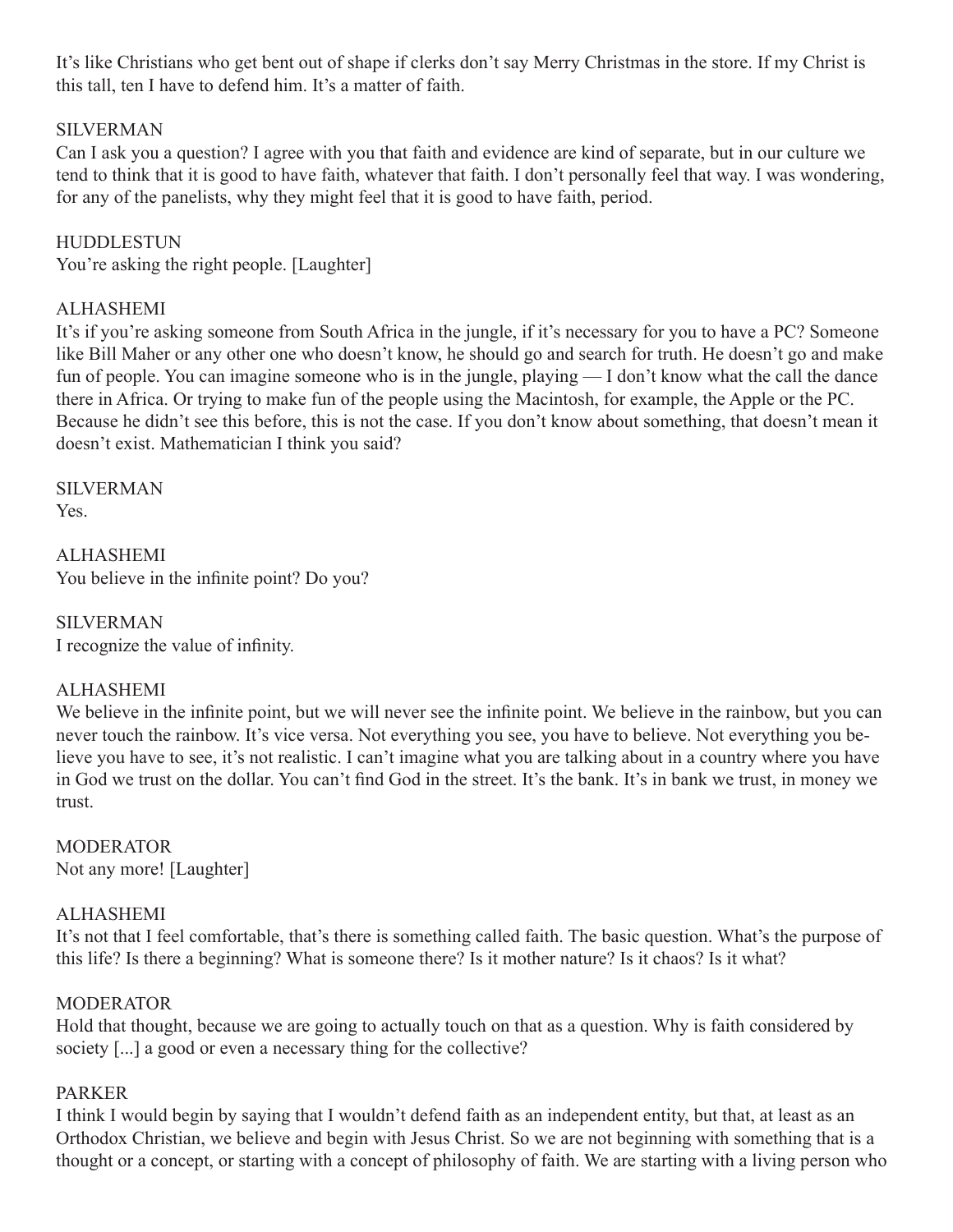It's like Christians who get bent out of shape if clerks don't say Merry Christmas in the store. If my Christ is this tall, ten I have to defend him. It's a matter of faith.

SILVERMAN
Can I ask you a question? I agree with you that faith and evidence are kind of separate, but in our culture we tend to think that it is good to have faith, whatever that faith. I don't personally feel that way. I was wondering, for any of the panelists, why they might feel that it is good to have faith, period.

HUDDLESTUN
You're asking the right people. [Laughter]

ALHASHEMI
It's if you're asking someone from South Africa in the jungle, if it's necessary for you to have a PC? Someone like Bill Maher or any other one who doesn't know, he should go and search for truth. He doesn't go and make fun of people. You can imagine someone who is in the jungle, playing — I don't know what the call the dance there in Africa. Or trying to make fun of the people using the Macintosh, for example, the Apple or the PC. Because he didn't see this before, this is not the case. If you don't know about something, that doesn't mean it doesn't exist. Mathematician I think you said?

SILVERMAN
Yes.

ALHASHEMI
You believe in the infinite point? Do you?

SILVERMAN
I recognize the value of infinity.

ALHASHEMI
We believe in the infinite point, but we will never see the infinite point. We believe in the rainbow, but you can never touch the rainbow. It's vice versa. Not everything you see, you have to believe. Not everything you believe you have to see, it's not realistic. I can't imagine what you are talking about in a country where you have in God we trust on the dollar. You can't find God in the street. It's the bank. It's in bank we trust, in money we trust.

MODERATOR
Not any more! [Laughter]

ALHASHEMI
It's not that I feel comfortable, that's there is something called faith. The basic question. What's the purpose of this life? Is there a beginning? What is someone there? Is it mother nature? Is it chaos? Is it what?

MODERATOR
Hold that thought, because we are going to actually touch on that as a question. Why is faith considered by society [...] a good or even a necessary thing for the collective?

PARKER
I think I would begin by saying that I wouldn't defend faith as an independent entity, but that, at least as an Orthodox Christian, we believe and begin with Jesus Christ. So we are not beginning with something that is a thought or a concept, or starting with a concept of philosophy of faith. We are starting with a living person who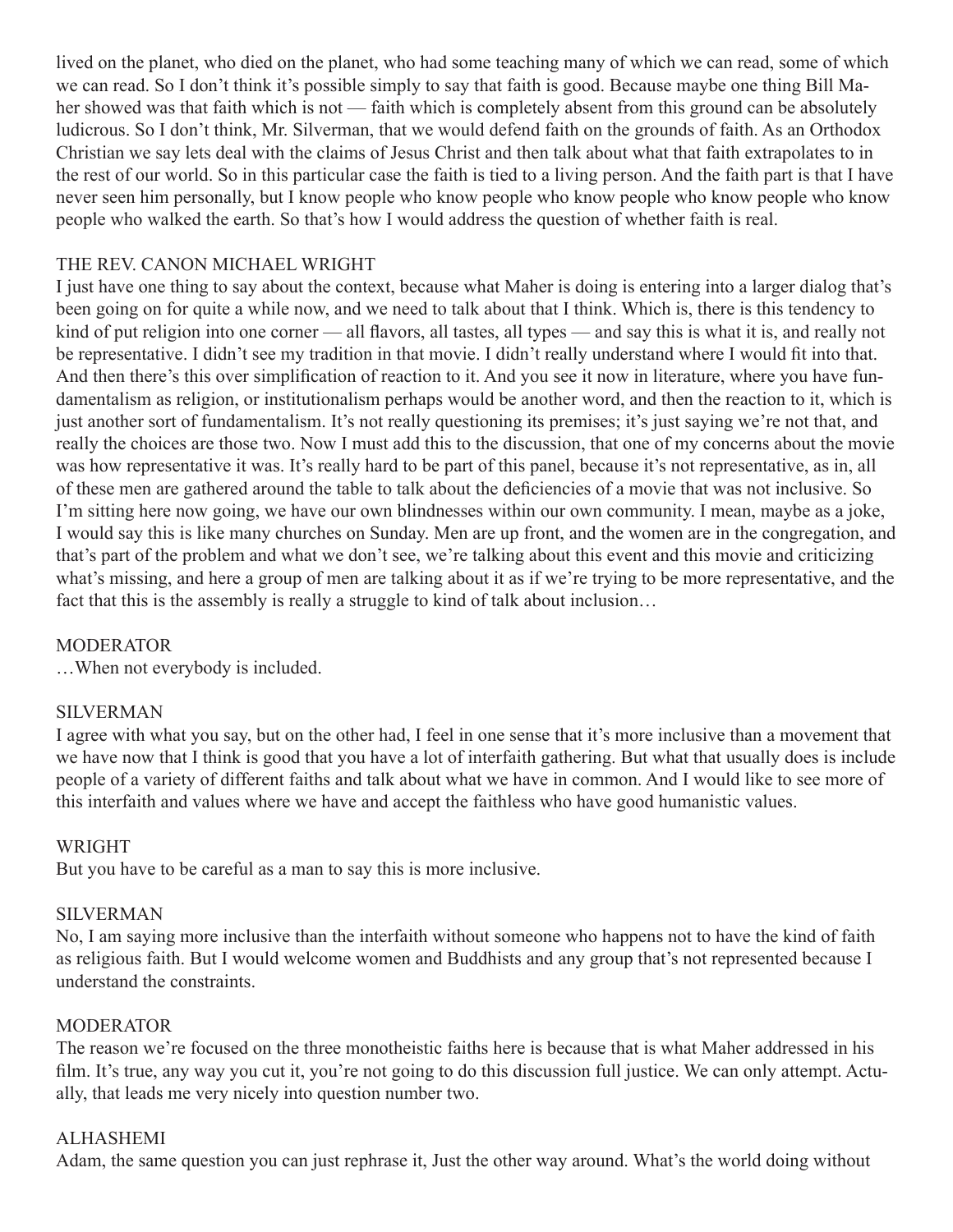lived on the planet, who died on the planet, who had some teaching many of which we can read, some of which we can read. So I don't think it's possible simply to say that faith is good. Because maybe one thing Bill Maher showed was that faith which is not — faith which is completely absent from this ground can be absolutely ludicrous. So I don't think, Mr. Silverman, that we would defend faith on the grounds of faith. As an Orthodox Christian we say lets deal with the claims of Jesus Christ and then talk about what that faith extrapolates to in the rest of our world. So in this particular case the faith is tied to a living person. And the faith part is that I have never seen him personally, but I know people who know people who know people who know people who know people who walked the earth. So that's how I would address the question of whether faith is real.

THE REV. CANON MICHAEL WRIGHT

I just have one thing to say about the context, because what Maher is doing is entering into a larger dialog that's been going on for quite a while now, and we need to talk about that I think. Which is, there is this tendency to kind of put religion into one corner — all flavors, all tastes, all types — and say this is what it is, and really not be representative. I didn't see my tradition in that movie. I didn't really understand where I would fit into that. And then there's this over simplification of reaction to it. And you see it now in literature, where you have fundamentalism as religion, or institutionalism perhaps would be another word, and then the reaction to it, which is just another sort of fundamentalism. It's not really questioning its premises; it's just saying we're not that, and really the choices are those two. Now I must add this to the discussion, that one of my concerns about the movie was how representative it was. It's really hard to be part of this panel, because it's not representative, as in, all of these men are gathered around the table to talk about the deficiencies of a movie that was not inclusive. So I'm sitting here now going, we have our own blindnesses within our own community. I mean, maybe as a joke, I would say this is like many churches on Sunday. Men are up front, and the women are in the congregation, and that's part of the problem and what we don't see, we're talking about this event and this movie and criticizing what's missing, and here a group of men are talking about it as if we're trying to be more representative, and the fact that this is the assembly is really a struggle to kind of talk about inclusion…

MODERATOR

…When not everybody is included.

SILVERMAN

I agree with what you say, but on the other had, I feel in one sense that it's more inclusive than a movement that we have now that I think is good that you have a lot of interfaith gathering. But what that usually does is include people of a variety of different faiths and talk about what we have in common. And I would like to see more of this interfaith and values where we have and accept the faithless who have good humanistic values.

WRIGHT

But you have to be careful as a man to say this is more inclusive.

SILVERMAN

No, I am saying more inclusive than the interfaith without someone who happens not to have the kind of faith as religious faith. But I would welcome women and Buddhists and any group that's not represented because I understand the constraints.

MODERATOR

The reason we're focused on the three monotheistic faiths here is because that is what Maher addressed in his film. It's true, any way you cut it, you're not going to do this discussion full justice. We can only attempt. Actually, that leads me very nicely into question number two.

ALHASHEMI

Adam, the same question you can just rephrase it, Just the other way around. What's the world doing without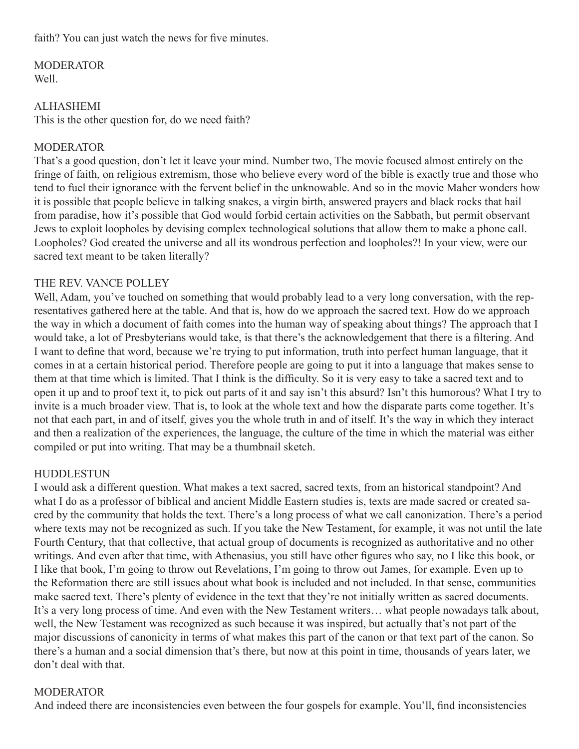faith? You can just watch the news for five minutes.

MODERATOR
Well.

ALHASHEMI
This is the other question for, do we need faith?

MODERATOR
That's a good question, don't let it leave your mind. Number two, The movie focused almost entirely on the fringe of faith, on religious extremism, those who believe every word of the bible is exactly true and those who tend to fuel their ignorance with the fervent belief in the unknowable. And so in the movie Maher wonders how it is possible that people believe in talking snakes, a virgin birth, answered prayers and black rocks that hail from paradise, how it's possible that God would forbid certain activities on the Sabbath, but permit observant Jews to exploit loopholes by devising complex technological solutions that allow them to make a phone call. Loopholes? God created the universe and all its wondrous perfection and loopholes?! In your view, were our sacred text meant to be taken literally?

THE REV. VANCE POLLEY
Well, Adam, you've touched on something that would probably lead to a very long conversation, with the representatives gathered here at the table. And that is, how do we approach the sacred text. How do we approach the way in which a document of faith comes into the human way of speaking about things? The approach that I would take, a lot of Presbyterians would take, is that there's the acknowledgement that there is a filtering. And I want to define that word, because we're trying to put information, truth into perfect human language, that it comes in at a certain historical period. Therefore people are going to put it into a language that makes sense to them at that time which is limited. That I think is the difficulty. So it is very easy to take a sacred text and to open it up and to proof text it, to pick out parts of it and say isn't this absurd? Isn't this humorous? What I try to invite is a much broader view. That is, to look at the whole text and how the disparate parts come together. It's not that each part, in and of itself, gives you the whole truth in and of itself. It's the way in which they interact and then a realization of the experiences, the language, the culture of the time in which the material was either compiled or put into writing. That may be a thumbnail sketch.

HUDDLESTUN
I would ask a different question. What makes a text sacred, sacred texts, from an historical standpoint? And what I do as a professor of biblical and ancient Middle Eastern studies is, texts are made sacred or created sacred by the community that holds the text. There's a long process of what we call canonization. There's a period where texts may not be recognized as such. If you take the New Testament, for example, it was not until the late Fourth Century, that that collective, that actual group of documents is recognized as authoritative and no other writings. And even after that time, with Athenasius, you still have other figures who say, no I like this book, or I like that book, I'm going to throw out Revelations, I'm going to throw out James, for example. Even up to the Reformation there are still issues about what book is included and not included. In that sense, communities make sacred text. There's plenty of evidence in the text that they're not initially written as sacred documents. It's a very long process of time. And even with the New Testament writers… what people nowadays talk about, well, the New Testament was recognized as such because it was inspired, but actually that's not part of the major discussions of canonicity in terms of what makes this part of the canon or that text part of the canon. So there's a human and a social dimension that's there, but now at this point in time, thousands of years later, we don't deal with that.

MODERATOR
And indeed there are inconsistencies even between the four gospels for example. You'll, find inconsistencies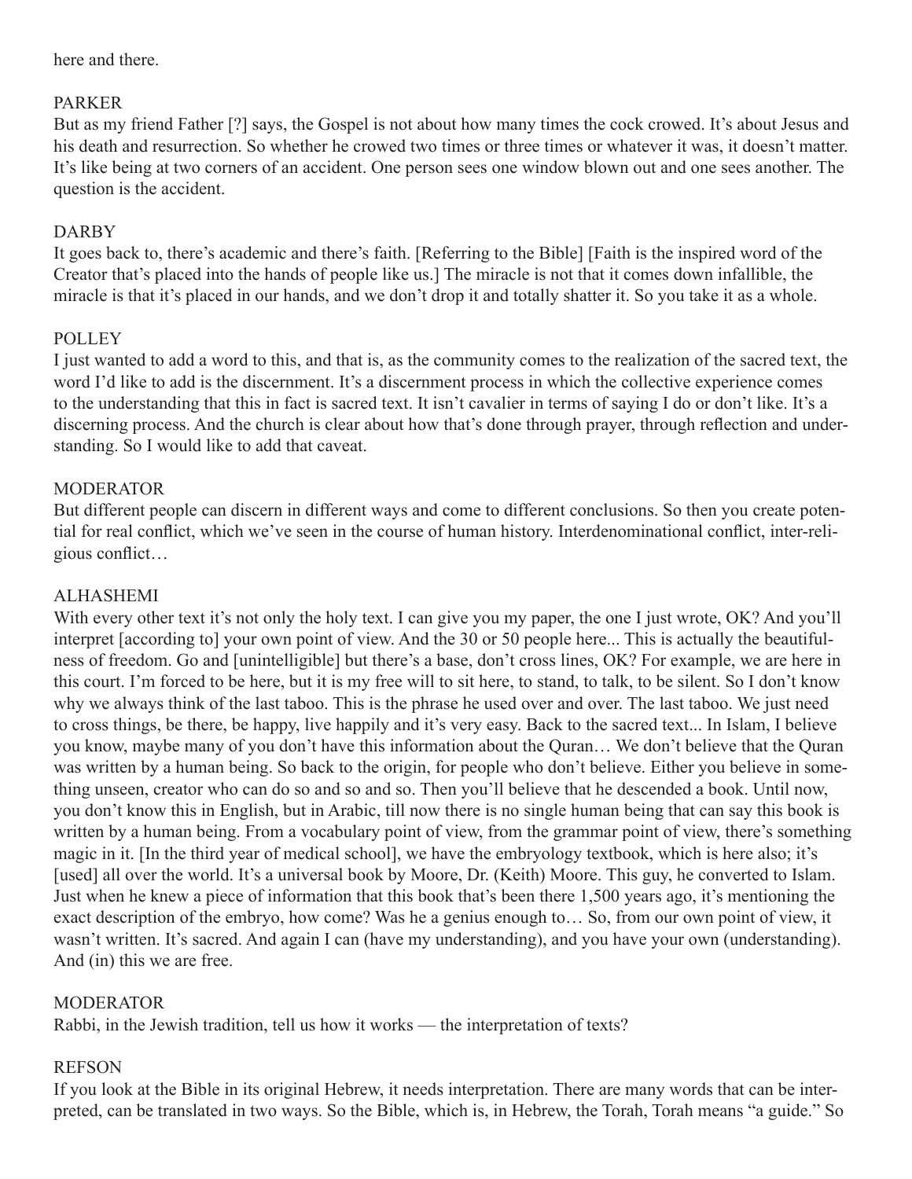here and there.

PARKER
But as my friend Father [?] says, the Gospel is not about how many times the cock crowed. It's about Jesus and his death and resurrection. So whether he crowed two times or three times or whatever it was, it doesn't matter. It's like being at two corners of an accident. One person sees one window blown out and one sees another. The question is the accident.

DARBY
It goes back to, there's academic and there's faith. [Referring to the Bible] [Faith is the inspired word of the Creator that's placed into the hands of people like us.] The miracle is not that it comes down infallible, the miracle is that it's placed in our hands, and we don't drop it and totally shatter it. So you take it as a whole.

POLLEY
I just wanted to add a word to this, and that is, as the community comes to the realization of the sacred text, the word I'd like to add is the discernment. It's a discernment process in which the collective experience comes to the understanding that this in fact is sacred text. It isn't cavalier in terms of saying I do or don't like. It's a discerning process. And the church is clear about how that's done through prayer, through reflection and understanding. So I would like to add that caveat.

MODERATOR
But different people can discern in different ways and come to different conclusions. So then you create potential for real conflict, which we've seen in the course of human history. Interdenominational conflict, inter-religious conflict…

ALHASHEMI
With every other text it's not only the holy text. I can give you my paper, the one I just wrote, OK? And you'll interpret [according to] your own point of view. And the 30 or 50 people here... This is actually the beautifulness of freedom. Go and [unintelligible] but there's a base, don't cross lines, OK? For example, we are here in this court. I'm forced to be here, but it is my free will to sit here, to stand, to talk, to be silent. So I don't know why we always think of the last taboo. This is the phrase he used over and over. The last taboo. We just need to cross things, be there, be happy, live happily and it's very easy. Back to the sacred text... In Islam, I believe you know, maybe many of you don't have this information about the Quran… We don't believe that the Quran was written by a human being. So back to the origin, for people who don't believe. Either you believe in something unseen, creator who can do so and so and so. Then you'll believe that he descended a book. Until now, you don't know this in English, but in Arabic, till now there is no single human being that can say this book is written by a human being. From a vocabulary point of view, from the grammar point of view, there's something magic in it. [In the third year of medical school], we have the embryology textbook, which is here also; it's [used] all over the world. It's a universal book by Moore, Dr. (Keith) Moore. This guy, he converted to Islam. Just when he knew a piece of information that this book that's been there 1,500 years ago, it's mentioning the exact description of the embryo, how come? Was he a genius enough to… So, from our own point of view, it wasn't written. It's sacred. And again I can (have my understanding), and you have your own (understanding). And (in) this we are free.

MODERATOR
Rabbi, in the Jewish tradition, tell us how it works — the interpretation of texts?

REFSON
If you look at the Bible in its original Hebrew, it needs interpretation. There are many words that can be interpreted, can be translated in two ways. So the Bible, which is, in Hebrew, the Torah, Torah means "a guide." So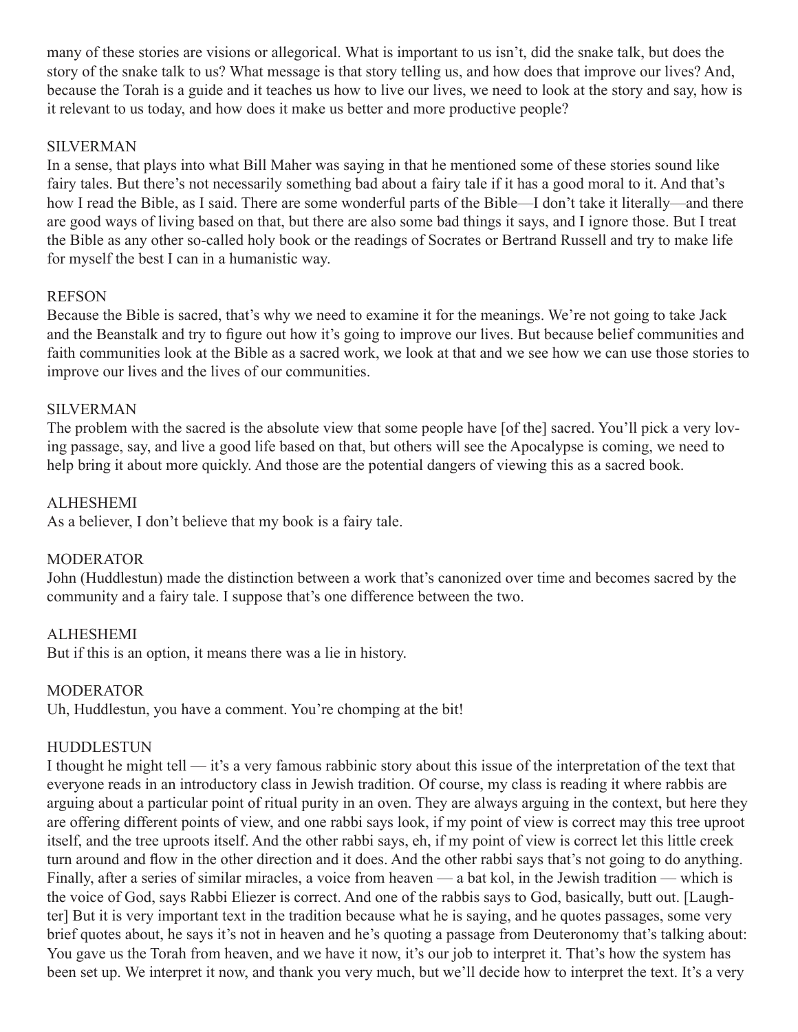many of these stories are visions or allegorical. What is important to us isn't, did the snake talk, but does the story of the snake talk to us? What message is that story telling us, and how does that improve our lives? And, because the Torah is a guide and it teaches us how to live our lives, we need to look at the story and say, how is it relevant to us today, and how does it make us better and more productive people?

SILVERMAN
In a sense, that plays into what Bill Maher was saying in that he mentioned some of these stories sound like fairy tales. But there's not necessarily something bad about a fairy tale if it has a good moral to it. And that's how I read the Bible, as I said. There are some wonderful parts of the Bible—I don't take it literally—and there are good ways of living based on that, but there are also some bad things it says, and I ignore those. But I treat the Bible as any other so-called holy book or the readings of Socrates or Bertrand Russell and try to make life for myself the best I can in a humanistic way.

REFSON
Because the Bible is sacred, that's why we need to examine it for the meanings. We're not going to take Jack and the Beanstalk and try to figure out how it's going to improve our lives. But because belief communities and faith communities look at the Bible as a sacred work, we look at that and we see how we can use those stories to improve our lives and the lives of our communities.

SILVERMAN
The problem with the sacred is the absolute view that some people have [of the] sacred. You'll pick a very loving passage, say, and live a good life based on that, but others will see the Apocalypse is coming, we need to help bring it about more quickly. And those are the potential dangers of viewing this as a sacred book.

ALHESHEMI
As a believer, I don't believe that my book is a fairy tale.

MODERATOR
John (Huddlestun) made the distinction between a work that's canonized over time and becomes sacred by the community and a fairy tale. I suppose that's one difference between the two.

ALHESHEMI
But if this is an option, it means there was a lie in history.

MODERATOR
Uh, Huddlestun, you have a comment. You're chomping at the bit!

HUDDLESTUN
I thought he might tell — it's a very famous rabbinic story about this issue of the interpretation of the text that everyone reads in an introductory class in Jewish tradition. Of course, my class is reading it where rabbis are arguing about a particular point of ritual purity in an oven. They are always arguing in the context, but here they are offering different points of view, and one rabbi says look, if my point of view is correct may this tree uproot itself, and the tree uproots itself. And the other rabbi says, eh, if my point of view is correct let this little creek turn around and flow in the other direction and it does. And the other rabbi says that's not going to do anything. Finally, after a series of similar miracles, a voice from heaven — a bat kol, in the Jewish tradition — which is the voice of God, says Rabbi Eliezer is correct. And one of the rabbis says to God, basically, butt out. [Laughter] But it is very important text in the tradition because what he is saying, and he quotes passages, some very brief quotes about, he says it's not in heaven and he's quoting a passage from Deuteronomy that's talking about: You gave us the Torah from heaven, and we have it now, it's our job to interpret it. That's how the system has been set up. We interpret it now, and thank you very much, but we'll decide how to interpret the text. It's a very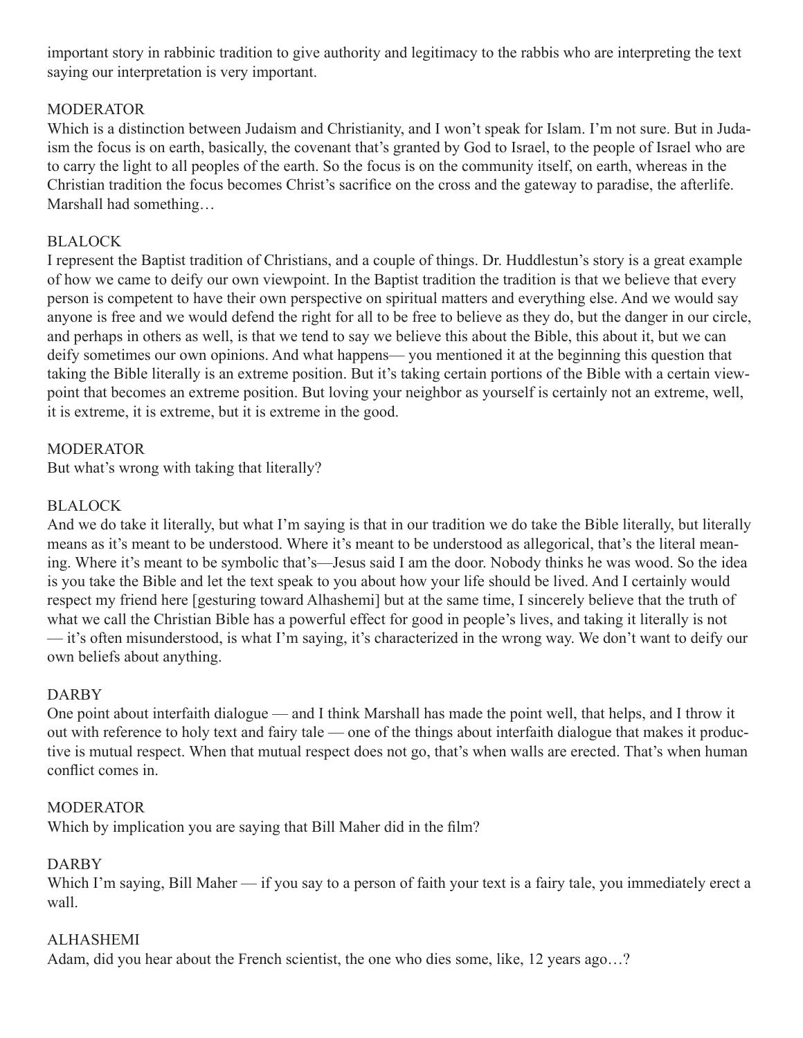important story in rabbinic tradition to give authority and legitimacy to the rabbis who are interpreting the text saying our interpretation is very important.

MODERATOR
Which is a distinction between Judaism and Christianity, and I won't speak for Islam. I'm not sure. But in Judaism the focus is on earth, basically, the covenant that's granted by God to Israel, to the people of Israel who are to carry the light to all peoples of the earth. So the focus is on the community itself, on earth, whereas in the Christian tradition the focus becomes Christ's sacrifice on the cross and the gateway to paradise, the afterlife. Marshall had something…

BLALOCK
I represent the Baptist tradition of Christians, and a couple of things. Dr. Huddlestun's story is a great example of how we came to deify our own viewpoint. In the Baptist tradition the tradition is that we believe that every person is competent to have their own perspective on spiritual matters and everything else. And we would say anyone is free and we would defend the right for all to be free to believe as they do, but the danger in our circle, and perhaps in others as well, is that we tend to say we believe this about the Bible, this about it, but we can deify sometimes our own opinions. And what happens— you mentioned it at the beginning this question that taking the Bible literally is an extreme position. But it's taking certain portions of the Bible with a certain viewpoint that becomes an extreme position. But loving your neighbor as yourself is certainly not an extreme, well, it is extreme, it is extreme, but it is extreme in the good.

MODERATOR
But what's wrong with taking that literally?

BLALOCK
And we do take it literally, but what I'm saying is that in our tradition we do take the Bible literally, but literally means as it's meant to be understood. Where it's meant to be understood as allegorical, that's the literal meaning. Where it's meant to be symbolic that's—Jesus said I am the door. Nobody thinks he was wood. So the idea is you take the Bible and let the text speak to you about how your life should be lived. And I certainly would respect my friend here [gesturing toward Alhashemi] but at the same time, I sincerely believe that the truth of what we call the Christian Bible has a powerful effect for good in people's lives, and taking it literally is not — it's often misunderstood, is what I'm saying, it's characterized in the wrong way. We don't want to deify our own beliefs about anything.

DARBY
One point about interfaith dialogue — and I think Marshall has made the point well, that helps, and I throw it out with reference to holy text and fairy tale — one of the things about interfaith dialogue that makes it productive is mutual respect. When that mutual respect does not go, that's when walls are erected. That's when human conflict comes in.

MODERATOR
Which by implication you are saying that Bill Maher did in the film?

DARBY
Which I'm saying, Bill Maher — if you say to a person of faith your text is a fairy tale, you immediately erect a wall.

ALHASHEMI
Adam, did you hear about the French scientist, the one who dies some, like, 12 years ago…?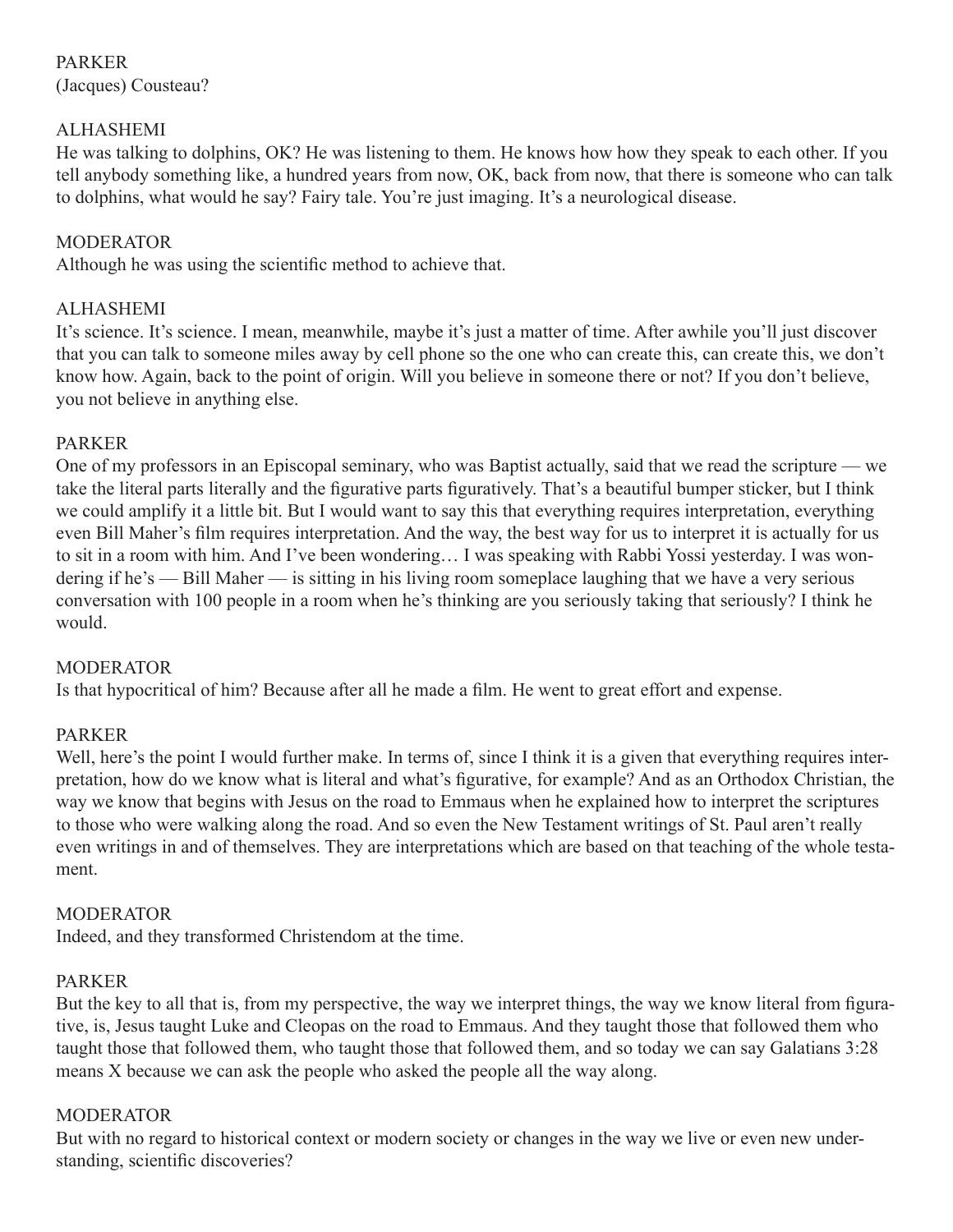PARKER
(Jacques) Cousteau?

ALHASHEMI
He was talking to dolphins, OK? He was listening to them. He knows how how they speak to each other. If you tell anybody something like, a hundred years from now, OK, back from now, that there is someone who can talk to dolphins, what would he say? Fairy tale. You're just imaging. It's a neurological disease.

MODERATOR
Although he was using the scientific method to achieve that.

ALHASHEMI
It's science. It's science. I mean, meanwhile, maybe it's just a matter of time. After awhile you'll just discover that you can talk to someone miles away by cell phone so the one who can create this, can create this, we don't know how. Again, back to the point of origin. Will you believe in someone there or not? If you don't believe, you not believe in anything else.

PARKER
One of my professors in an Episcopal seminary, who was Baptist actually, said that we read the scripture — we take the literal parts literally and the figurative parts figuratively. That's a beautiful bumper sticker, but I think we could amplify it a little bit. But I would want to say this that everything requires interpretation, everything even Bill Maher's film requires interpretation. And the way, the best way for us to interpret it is actually for us to sit in a room with him. And I've been wondering… I was speaking with Rabbi Yossi yesterday. I was wondering if he's — Bill Maher — is sitting in his living room someplace laughing that we have a very serious conversation with 100 people in a room when he's thinking are you seriously taking that seriously? I think he would.

MODERATOR
Is that hypocritical of him? Because after all he made a film. He went to great effort and expense.

PARKER
Well, here's the point I would further make. In terms of, since I think it is a given that everything requires interpretation, how do we know what is literal and what's figurative, for example? And as an Orthodox Christian, the way we know that begins with Jesus on the road to Emmaus when he explained how to interpret the scriptures to those who were walking along the road. And so even the New Testament writings of St. Paul aren't really even writings in and of themselves. They are interpretations which are based on that teaching of the whole testament.

MODERATOR
Indeed, and they transformed Christendom at the time.

PARKER
But the key to all that is, from my perspective, the way we interpret things, the way we know literal from figurative, is, Jesus taught Luke and Cleopas on the road to Emmaus. And they taught those that followed them who taught those that followed them, who taught those that followed them, and so today we can say Galatians 3:28 means X because we can ask the people who asked the people all the way along.

MODERATOR
But with no regard to historical context or modern society or changes in the way we live or even new understanding, scientific discoveries?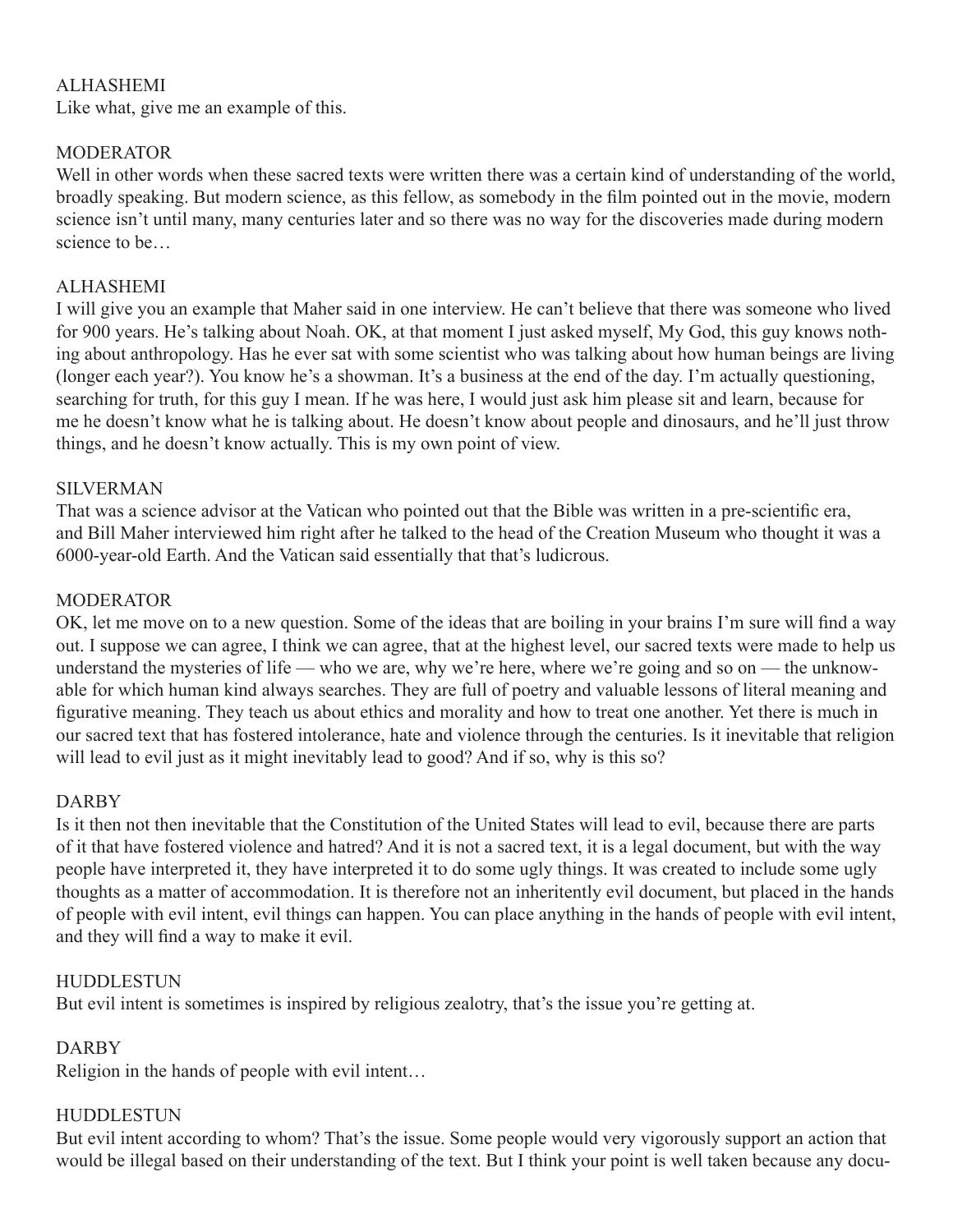ALHASHEMI
Like what, give me an example of this.

MODERATOR
Well in other words when these sacred texts were written there was a certain kind of understanding of the world, broadly speaking. But modern science, as this fellow, as somebody in the film pointed out in the movie, modern science isn't until many, many centuries later and so there was no way for the discoveries made during modern science to be…

ALHASHEMI
I will give you an example that Maher said in one interview. He can't believe that there was someone who lived for 900 years. He's talking about Noah. OK, at that moment I just asked myself, My God, this guy knows nothing about anthropology. Has he ever sat with some scientist who was talking about how human beings are living (longer each year?). You know he's a showman. It's a business at the end of the day. I'm actually questioning, searching for truth, for this guy I mean. If he was here, I would just ask him please sit and learn, because for me he doesn't know what he is talking about. He doesn't know about people and dinosaurs, and he'll just throw things, and he doesn't know actually. This is my own point of view.

SILVERMAN
That was a science advisor at the Vatican who pointed out that the Bible was written in a pre-scientific era, and Bill Maher interviewed him right after he talked to the head of the Creation Museum who thought it was a 6000-year-old Earth. And the Vatican said essentially that that's ludicrous.

MODERATOR
OK, let me move on to a new question. Some of the ideas that are boiling in your brains I'm sure will find a way out. I suppose we can agree, I think we can agree, that at the highest level, our sacred texts were made to help us understand the mysteries of life — who we are, why we're here, where we're going and so on — the unknowable for which human kind always searches. They are full of poetry and valuable lessons of literal meaning and figurative meaning. They teach us about ethics and morality and how to treat one another. Yet there is much in our sacred text that has fostered intolerance, hate and violence through the centuries. Is it inevitable that religion will lead to evil just as it might inevitably lead to good? And if so, why is this so?

DARBY
Is it then not then inevitable that the Constitution of the United States will lead to evil, because there are parts of it that have fostered violence and hatred? And it is not a sacred text, it is a legal document, but with the way people have interpreted it, they have interpreted it to do some ugly things. It was created to include some ugly thoughts as a matter of accommodation. It is therefore not an inheritently evil document, but placed in the hands of people with evil intent, evil things can happen. You can place anything in the hands of people with evil intent, and they will find a way to make it evil.

HUDDLESTUN
But evil intent is sometimes is inspired by religious zealotry, that's the issue you're getting at.

DARBY
Religion in the hands of people with evil intent…

HUDDLESTUN
But evil intent according to whom? That's the issue. Some people would very vigorously support an action that would be illegal based on their understanding of the text. But I think your point is well taken because any docu-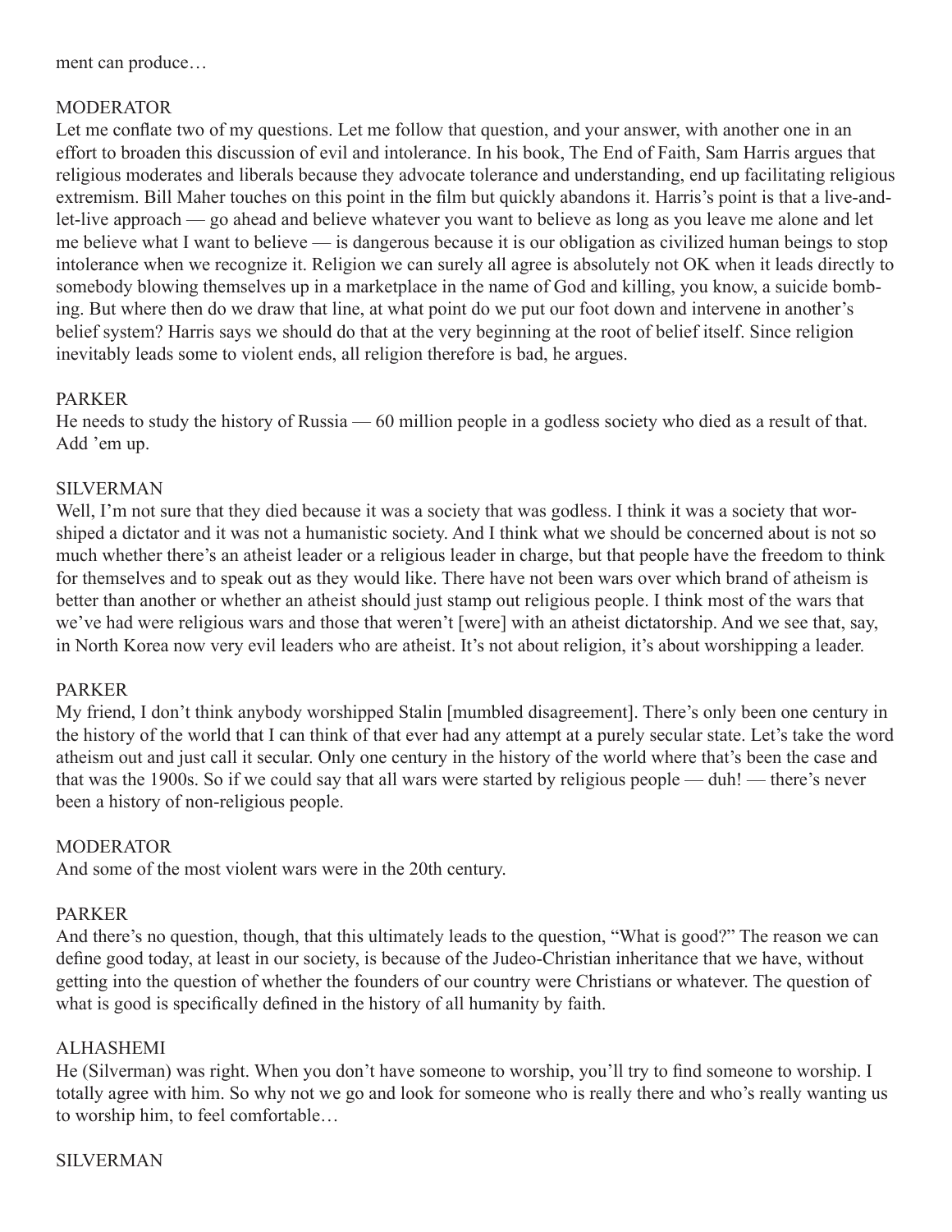ment can produce…

MODERATOR

Let me conflate two of my questions. Let me follow that question, and your answer, with another one in an effort to broaden this discussion of evil and intolerance. In his book, The End of Faith, Sam Harris argues that religious moderates and liberals because they advocate tolerance and understanding, end up facilitating religious extremism. Bill Maher touches on this point in the film but quickly abandons it. Harris's point is that a live-and-let-live approach — go ahead and believe whatever you want to believe as long as you leave me alone and let me believe what I want to believe — is dangerous because it is our obligation as civilized human beings to stop intolerance when we recognize it. Religion we can surely all agree is absolutely not OK when it leads directly to somebody blowing themselves up in a marketplace in the name of God and killing, you know, a suicide bombing. But where then do we draw that line, at what point do we put our foot down and intervene in another's belief system? Harris says we should do that at the very beginning at the root of belief itself. Since religion inevitably leads some to violent ends, all religion therefore is bad, he argues.

PARKER

He needs to study the history of Russia — 60 million people in a godless society who died as a result of that. Add 'em up.

SILVERMAN

Well, I'm not sure that they died because it was a society that was godless. I think it was a society that worshiped a dictator and it was not a humanistic society. And I think what we should be concerned about is not so much whether there's an atheist leader or a religious leader in charge, but that people have the freedom to think for themselves and to speak out as they would like. There have not been wars over which brand of atheism is better than another or whether an atheist should just stamp out religious people. I think most of the wars that we've had were religious wars and those that weren't [were] with an atheist dictatorship. And we see that, say, in North Korea now very evil leaders who are atheist. It's not about religion, it's about worshipping a leader.

PARKER

My friend, I don't think anybody worshipped Stalin [mumbled disagreement]. There's only been one century in the history of the world that I can think of that ever had any attempt at a purely secular state. Let's take the word atheism out and just call it secular. Only one century in the history of the world where that's been the case and that was the 1900s. So if we could say that all wars were started by religious people — duh! — there's never been a history of non-religious people.

MODERATOR

And some of the most violent wars were in the 20th century.

PARKER

And there's no question, though, that this ultimately leads to the question, "What is good?" The reason we can define good today, at least in our society, is because of the Judeo-Christian inheritance that we have, without getting into the question of whether the founders of our country were Christians or whatever. The question of what is good is specifically defined in the history of all humanity by faith.

ALHASHEMI

He (Silverman) was right. When you don't have someone to worship, you'll try to find someone to worship. I totally agree with him. So why not we go and look for someone who is really there and who's really wanting us to worship him, to feel comfortable…

SILVERMAN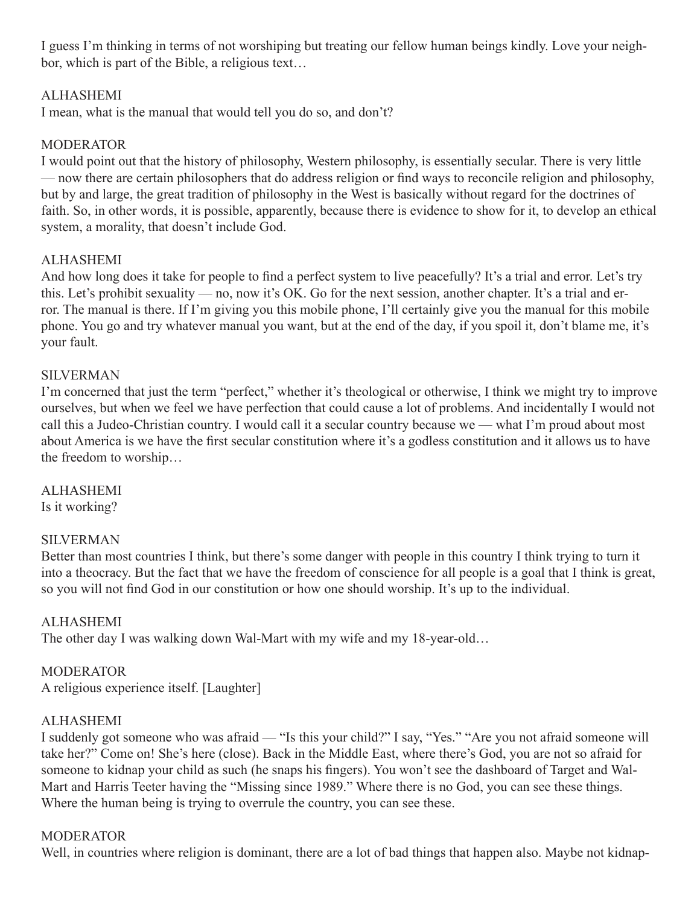I guess I'm thinking in terms of not worshiping but treating our fellow human beings kindly. Love your neighbor, which is part of the Bible, a religious text…

ALHASHEMI
I mean, what is the manual that would tell you do so, and don't?

MODERATOR
I would point out that the history of philosophy, Western philosophy, is essentially secular. There is very little — now there are certain philosophers that do address religion or find ways to reconcile religion and philosophy, but by and large, the great tradition of philosophy in the West is basically without regard for the doctrines of faith. So, in other words, it is possible, apparently, because there is evidence to show for it, to develop an ethical system, a morality, that doesn't include God.

ALHASHEMI
And how long does it take for people to find a perfect system to live peacefully? It's a trial and error. Let's try this. Let's prohibit sexuality — no, now it's OK. Go for the next session, another chapter. It's a trial and error. The manual is there. If I'm giving you this mobile phone, I'll certainly give you the manual for this mobile phone. You go and try whatever manual you want, but at the end of the day, if you spoil it, don't blame me, it's your fault.

SILVERMAN
I'm concerned that just the term "perfect," whether it's theological or otherwise, I think we might try to improve ourselves, but when we feel we have perfection that could cause a lot of problems. And incidentally I would not call this a Judeo-Christian country. I would call it a secular country because we — what I'm proud about most about America is we have the first secular constitution where it's a godless constitution and it allows us to have the freedom to worship…

ALHASHEMI
Is it working?

SILVERMAN
Better than most countries I think, but there's some danger with people in this country I think trying to turn it into a theocracy. But the fact that we have the freedom of conscience for all people is a goal that I think is great, so you will not find God in our constitution or how one should worship. It's up to the individual.

ALHASHEMI
The other day I was walking down Wal-Mart with my wife and my 18-year-old…

MODERATOR
A religious experience itself. [Laughter]

ALHASHEMI
I suddenly got someone who was afraid — "Is this your child?" I say, "Yes." "Are you not afraid someone will take her?" Come on! She's here (close). Back in the Middle East, where there's God, you are not so afraid for someone to kidnap your child as such (he snaps his fingers). You won't see the dashboard of Target and Wal-Mart and Harris Teeter having the "Missing since 1989." Where there is no God, you can see these things. Where the human being is trying to overrule the country, you can see these.

MODERATOR
Well, in countries where religion is dominant, there are a lot of bad things that happen also. Maybe not kidnap-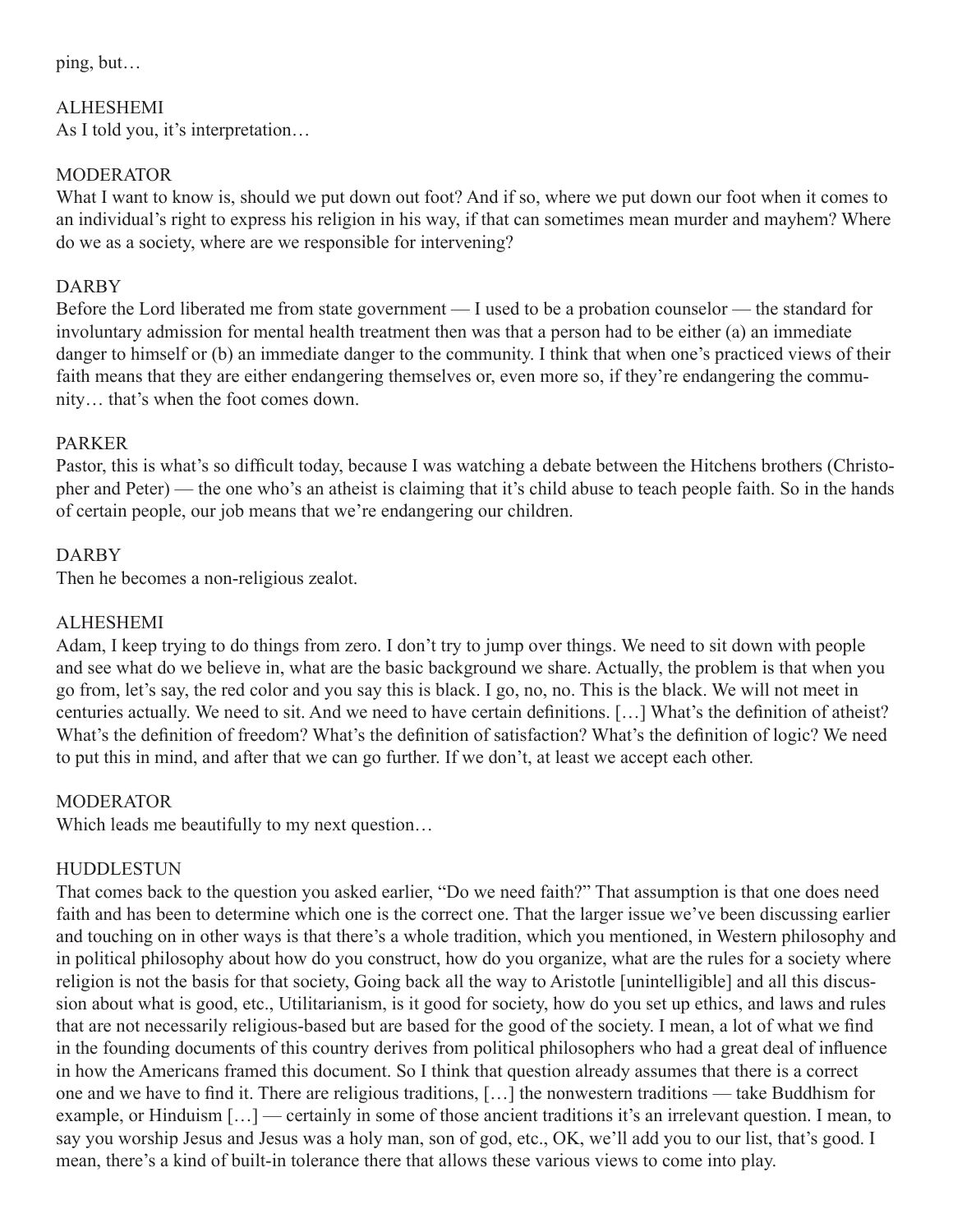ping, but…

ALHESHEMI
As I told you, it's interpretation…

MODERATOR
What I want to know is, should we put down out foot? And if so, where we put down our foot when it comes to an individual's right to express his religion in his way, if that can sometimes mean murder and mayhem? Where do we as a society, where are we responsible for intervening?

DARBY
Before the Lord liberated me from state government — I used to be a probation counselor — the standard for involuntary admission for mental health treatment then was that a person had to be either (a) an immediate danger to himself or (b) an immediate danger to the community. I think that when one's practiced views of their faith means that they are either endangering themselves or, even more so, if they're endangering the community… that's when the foot comes down.

PARKER
Pastor, this is what's so difficult today, because I was watching a debate between the Hitchens brothers (Christopher and Peter) — the one who's an atheist is claiming that it's child abuse to teach people faith. So in the hands of certain people, our job means that we're endangering our children.

DARBY
Then he becomes a non-religious zealot.

ALHESHEMI
Adam, I keep trying to do things from zero. I don't try to jump over things. We need to sit down with people and see what do we believe in, what are the basic background we share. Actually, the problem is that when you go from, let's say, the red color and you say this is black. I go, no, no. This is the black. We will not meet in centuries actually. We need to sit. And we need to have certain definitions. […] What's the definition of atheist? What's the definition of freedom? What's the definition of satisfaction? What's the definition of logic? We need to put this in mind, and after that we can go further. If we don't, at least we accept each other.

MODERATOR
Which leads me beautifully to my next question…

HUDDLESTUN
That comes back to the question you asked earlier, "Do we need faith?" That assumption is that one does need faith and has been to determine which one is the correct one. That the larger issue we've been discussing earlier and touching on in other ways is that there's a whole tradition, which you mentioned, in Western philosophy and in political philosophy about how do you construct, how do you organize, what are the rules for a society where religion is not the basis for that society, Going back all the way to Aristotle [unintelligible] and all this discussion about what is good, etc., Utilitarianism, is it good for society, how do you set up ethics, and laws and rules that are not necessarily religious-based but are based for the good of the society. I mean, a lot of what we find in the founding documents of this country derives from political philosophers who had a great deal of influence in how the Americans framed this document. So I think that question already assumes that there is a correct one and we have to find it. There are religious traditions, […] the nonwestern traditions — take Buddhism for example, or Hinduism […] — certainly in some of those ancient traditions it's an irrelevant question. I mean, to say you worship Jesus and Jesus was a holy man, son of god, etc., OK, we'll add you to our list, that's good. I mean, there's a kind of built-in tolerance there that allows these various views to come into play.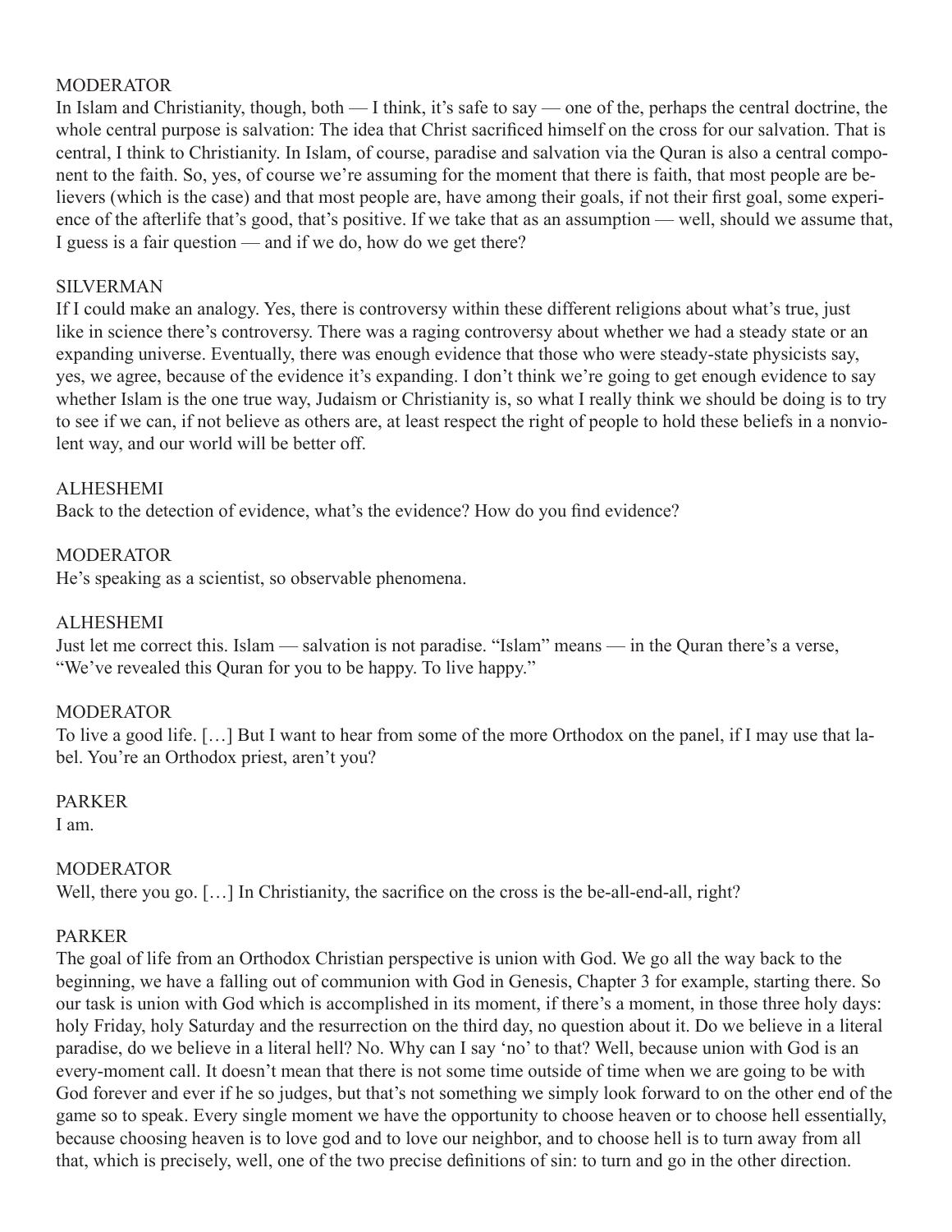MODERATOR

In Islam and Christianity, though, both — I think, it's safe to say — one of the, perhaps the central doctrine, the whole central purpose is salvation: The idea that Christ sacrificed himself on the cross for our salvation. That is central, I think to Christianity. In Islam, of course, paradise and salvation via the Quran is also a central component to the faith. So, yes, of course we're assuming for the moment that there is faith, that most people are believers (which is the case) and that most people are, have among their goals, if not their first goal, some experience of the afterlife that's good, that's positive. If we take that as an assumption — well, should we assume that, I guess is a fair question — and if we do, how do we get there?

SILVERMAN

If I could make an analogy. Yes, there is controversy within these different religions about what's true, just like in science there's controversy. There was a raging controversy about whether we had a steady state or an expanding universe. Eventually, there was enough evidence that those who were steady-state physicists say, yes, we agree, because of the evidence it's expanding. I don't think we're going to get enough evidence to say whether Islam is the one true way, Judaism or Christianity is, so what I really think we should be doing is to try to see if we can, if not believe as others are, at least respect the right of people to hold these beliefs in a nonviolent way, and our world will be better off.

ALHESHEMI

Back to the detection of evidence, what's the evidence? How do you find evidence?

MODERATOR

He's speaking as a scientist, so observable phenomena.

ALHESHEMI

Just let me correct this. Islam — salvation is not paradise. "Islam" means — in the Quran there's a verse, "We've revealed this Quran for you to be happy. To live happy."

MODERATOR

To live a good life. […] But I want to hear from some of the more Orthodox on the panel, if I may use that label. You're an Orthodox priest, aren't you?

PARKER

I am.

MODERATOR

Well, there you go. […] In Christianity, the sacrifice on the cross is the be-all-end-all, right?

PARKER

The goal of life from an Orthodox Christian perspective is union with God. We go all the way back to the beginning, we have a falling out of communion with God in Genesis, Chapter 3 for example, starting there. So our task is union with God which is accomplished in its moment, if there's a moment, in those three holy days: holy Friday, holy Saturday and the resurrection on the third day, no question about it. Do we believe in a literal paradise, do we believe in a literal hell? No. Why can I say 'no' to that? Well, because union with God is an every-moment call. It doesn't mean that there is not some time outside of time when we are going to be with God forever and ever if he so judges, but that's not something we simply look forward to on the other end of the game so to speak. Every single moment we have the opportunity to choose heaven or to choose hell essentially, because choosing heaven is to love god and to love our neighbor, and to choose hell is to turn away from all that, which is precisely, well, one of the two precise definitions of sin: to turn and go in the other direction.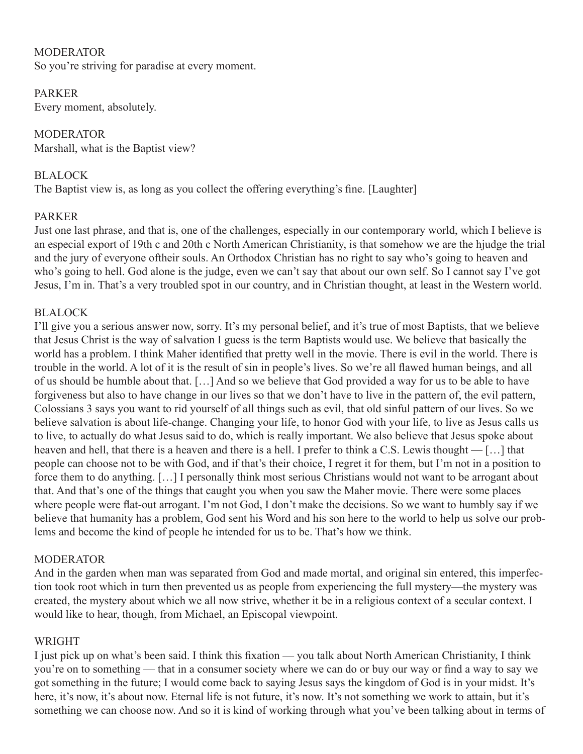MODERATOR
So you're striving for paradise at every moment.

PARKER
Every moment, absolutely.

MODERATOR
Marshall, what is the Baptist view?

BLALOCK
The Baptist view is, as long as you collect the offering everything's fine. [Laughter]

PARKER
Just one last phrase, and that is, one of the challenges, especially in our contemporary world, which I believe is an especial export of 19th c and 20th c North American Christianity, is that somehow we are the hjudge the trial and the jury of everyone oftheir souls. An Orthodox Christian has no right to say who's going to heaven and who's going to hell. God alone is the judge, even we can't say that about our own self. So I cannot say I've got Jesus, I'm in. That's a very troubled spot in our country, and in Christian thought, at least in the Western world.

BLALOCK
I'll give you a serious answer now, sorry. It's my personal belief, and it's true of most Baptists, that we believe that Jesus Christ is the way of salvation I guess is the term Baptists would use. We believe that basically the world has a problem. I think Maher identified that pretty well in the movie. There is evil in the world. There is trouble in the world. A lot of it is the result of sin in people's lives. So we're all flawed human beings, and all of us should be humble about that. […] And so we believe that God provided a way for us to be able to have forgiveness but also to have change in our lives so that we don't have to live in the pattern of, the evil pattern, Colossians 3 says you want to rid yourself of all things such as evil, that old sinful pattern of our lives. So we believe salvation is about life-change. Changing your life, to honor God with your life, to live as Jesus calls us to live, to actually do what Jesus said to do, which is really important. We also believe that Jesus spoke about heaven and hell, that there is a heaven and there is a hell. I prefer to think a C.S. Lewis thought — […] that people can choose not to be with God, and if that's their choice, I regret it for them, but I'm not in a position to force them to do anything. […] I personally think most serious Christians would not want to be arrogant about that. And that's one of the things that caught you when you saw the Maher movie. There were some places where people were flat-out arrogant. I'm not God, I don't make the decisions. So we want to humbly say if we believe that humanity has a problem, God sent his Word and his son here to the world to help us solve our problems and become the kind of people he intended for us to be. That's how we think.

MODERATOR
And in the garden when man was separated from God and made mortal, and original sin entered, this imperfection took root which in turn then prevented us as people from experiencing the full mystery—the mystery was created, the mystery about which we all now strive, whether it be in a religious context of a secular context. I would like to hear, though, from Michael, an Episcopal viewpoint.

WRIGHT
I just pick up on what's been said. I think this fixation — you talk about North American Christianity, I think you're on to something — that in a consumer society where we can do or buy our way or find a way to say we got something in the future; I would come back to saying Jesus says the kingdom of God is in your midst. It's here, it's now, it's about now. Eternal life is not future, it's now. It's not something we work to attain, but it's something we can choose now. And so it is kind of working through what you've been talking about in terms of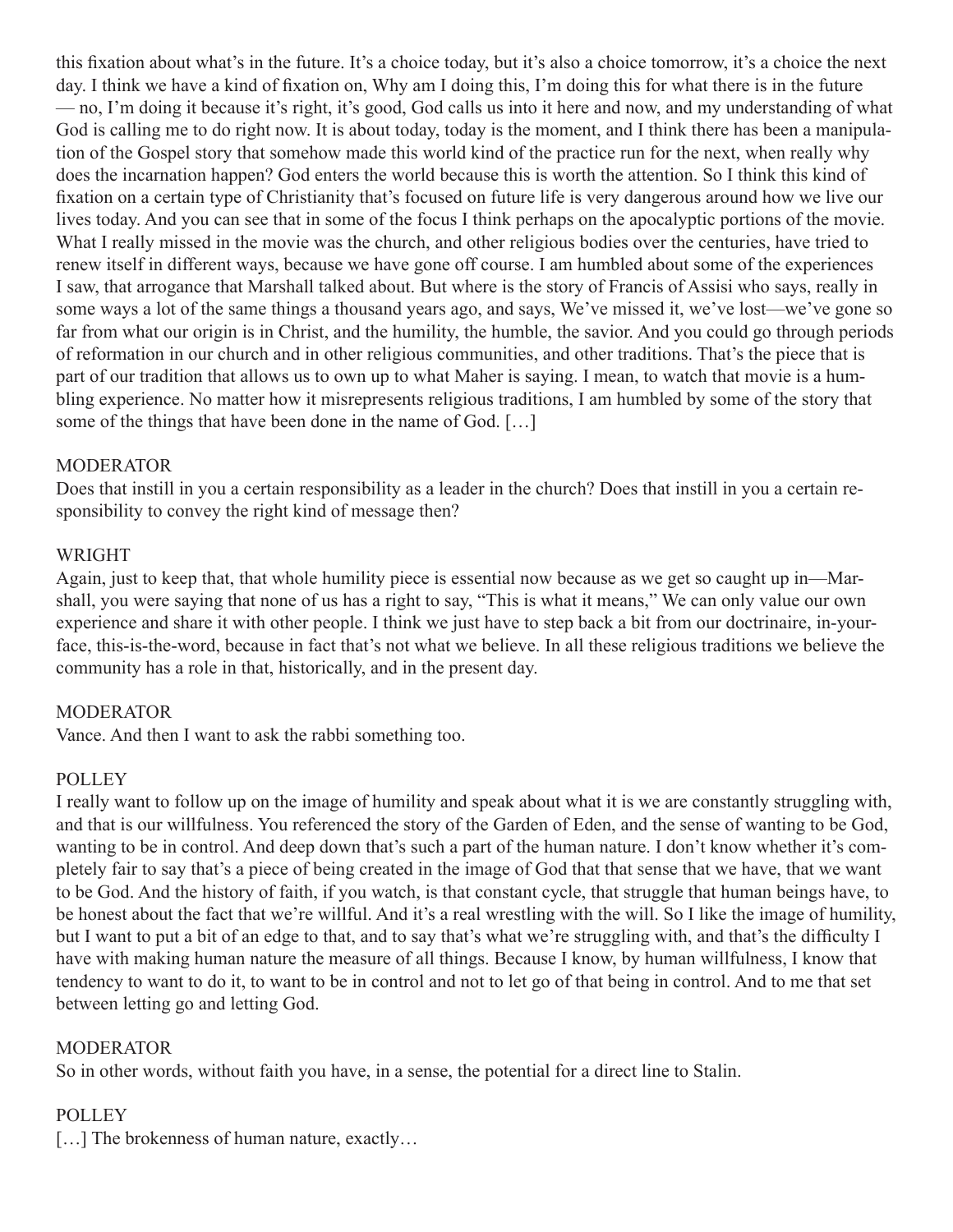this fixation about what's in the future. It's a choice today, but it's also a choice tomorrow, it's a choice the next day. I think we have a kind of fixation on, Why am I doing this, I'm doing this for what there is in the future — no, I'm doing it because it's right, it's good, God calls us into it here and now, and my understanding of what God is calling me to do right now. It is about today, today is the moment, and I think there has been a manipulation of the Gospel story that somehow made this world kind of the practice run for the next, when really why does the incarnation happen? God enters the world because this is worth the attention. So I think this kind of fixation on a certain type of Christianity that's focused on future life is very dangerous around how we live our lives today. And you can see that in some of the focus I think perhaps on the apocalyptic portions of the movie. What I really missed in the movie was the church, and other religious bodies over the centuries, have tried to renew itself in different ways, because we have gone off course. I am humbled about some of the experiences I saw, that arrogance that Marshall talked about. But where is the story of Francis of Assisi who says, really in some ways a lot of the same things a thousand years ago, and says, We've missed it, we've lost—we've gone so far from what our origin is in Christ, and the humility, the humble, the savior. And you could go through periods of reformation in our church and in other religious communities, and other traditions. That's the piece that is part of our tradition that allows us to own up to what Maher is saying. I mean, to watch that movie is a humbling experience. No matter how it misrepresents religious traditions, I am humbled by some of the story that some of the things that have been done in the name of God. […]

MODERATOR
Does that instill in you a certain responsibility as a leader in the church? Does that instill in you a certain responsibility to convey the right kind of message then?

WRIGHT
Again, just to keep that, that whole humility piece is essential now because as we get so caught up in—Marshall, you were saying that none of us has a right to say, "This is what it means," We can only value our own experience and share it with other people. I think we just have to step back a bit from our doctrinaire, in-your-face, this-is-the-word, because in fact that's not what we believe. In all these religious traditions we believe the community has a role in that, historically, and in the present day.

MODERATOR
Vance. And then I want to ask the rabbi something too.

POLLEY
I really want to follow up on the image of humility and speak about what it is we are constantly struggling with, and that is our willfulness. You referenced the story of the Garden of Eden, and the sense of wanting to be God, wanting to be in control. And deep down that's such a part of the human nature. I don't know whether it's completely fair to say that's a piece of being created in the image of God that that sense that we have, that we want to be God. And the history of faith, if you watch, is that constant cycle, that struggle that human beings have, to be honest about the fact that we're willful. And it's a real wrestling with the will. So I like the image of humility, but I want to put a bit of an edge to that, and to say that's what we're struggling with, and that's the difficulty I have with making human nature the measure of all things. Because I know, by human willfulness, I know that tendency to want to do it, to want to be in control and not to let go of that being in control. And to me that set between letting go and letting God.

MODERATOR
So in other words, without faith you have, in a sense, the potential for a direct line to Stalin.

POLLEY
[…] The brokenness of human nature, exactly…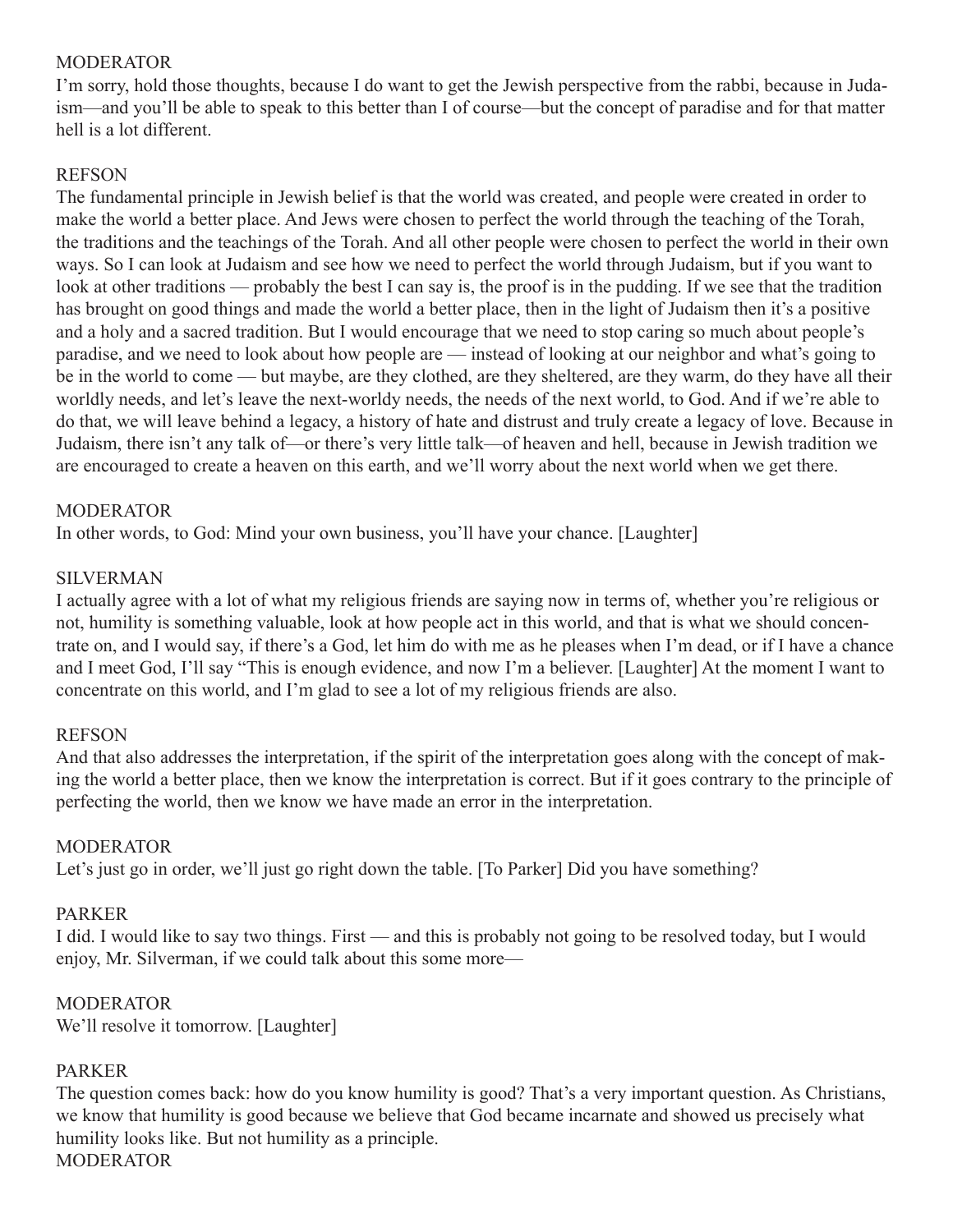MODERATOR

I'm sorry, hold those thoughts, because I do want to get the Jewish perspective from the rabbi, because in Judaism—and you'll be able to speak to this better than I of course—but the concept of paradise and for that matter hell is a lot different.

REFSON

The fundamental principle in Jewish belief is that the world was created, and people were created in order to make the world a better place. And Jews were chosen to perfect the world through the teaching of the Torah, the traditions and the teachings of the Torah. And all other people were chosen to perfect the world in their own ways. So I can look at Judaism and see how we need to perfect the world through Judaism, but if you want to look at other traditions — probably the best I can say is, the proof is in the pudding. If we see that the tradition has brought on good things and made the world a better place, then in the light of Judaism then it's a positive and a holy and a sacred tradition. But I would encourage that we need to stop caring so much about people's paradise, and we need to look about how people are — instead of looking at our neighbor and what's going to be in the world to come — but maybe, are they clothed, are they sheltered, are they warm, do they have all their worldly needs, and let's leave the next-worldy needs, the needs of the next world, to God. And if we're able to do that, we will leave behind a legacy, a history of hate and distrust and truly create a legacy of love. Because in Judaism, there isn't any talk of—or there's very little talk—of heaven and hell, because in Jewish tradition we are encouraged to create a heaven on this earth, and we'll worry about the next world when we get there.

MODERATOR

In other words, to God: Mind your own business, you'll have your chance. [Laughter]

SILVERMAN

I actually agree with a lot of what my religious friends are saying now in terms of, whether you're religious or not, humility is something valuable, look at how people act in this world, and that is what we should concentrate on, and I would say, if there's a God, let him do with me as he pleases when I'm dead, or if I have a chance and I meet God, I'll say "This is enough evidence, and now I'm a believer. [Laughter] At the moment I want to concentrate on this world, and I'm glad to see a lot of my religious friends are also.

REFSON

And that also addresses the interpretation, if the spirit of the interpretation goes along with the concept of making the world a better place, then we know the interpretation is correct. But if it goes contrary to the principle of perfecting the world, then we know we have made an error in the interpretation.

MODERATOR

Let's just go in order, we'll just go right down the table. [To Parker] Did you have something?

PARKER

I did. I would like to say two things. First — and this is probably not going to be resolved today, but I would enjoy, Mr. Silverman, if we could talk about this some more—

MODERATOR

We'll resolve it tomorrow. [Laughter]

PARKER

The question comes back: how do you know humility is good? That's a very important question. As Christians, we know that humility is good because we believe that God became incarnate and showed us precisely what humility looks like. But not humility as a principle.

MODERATOR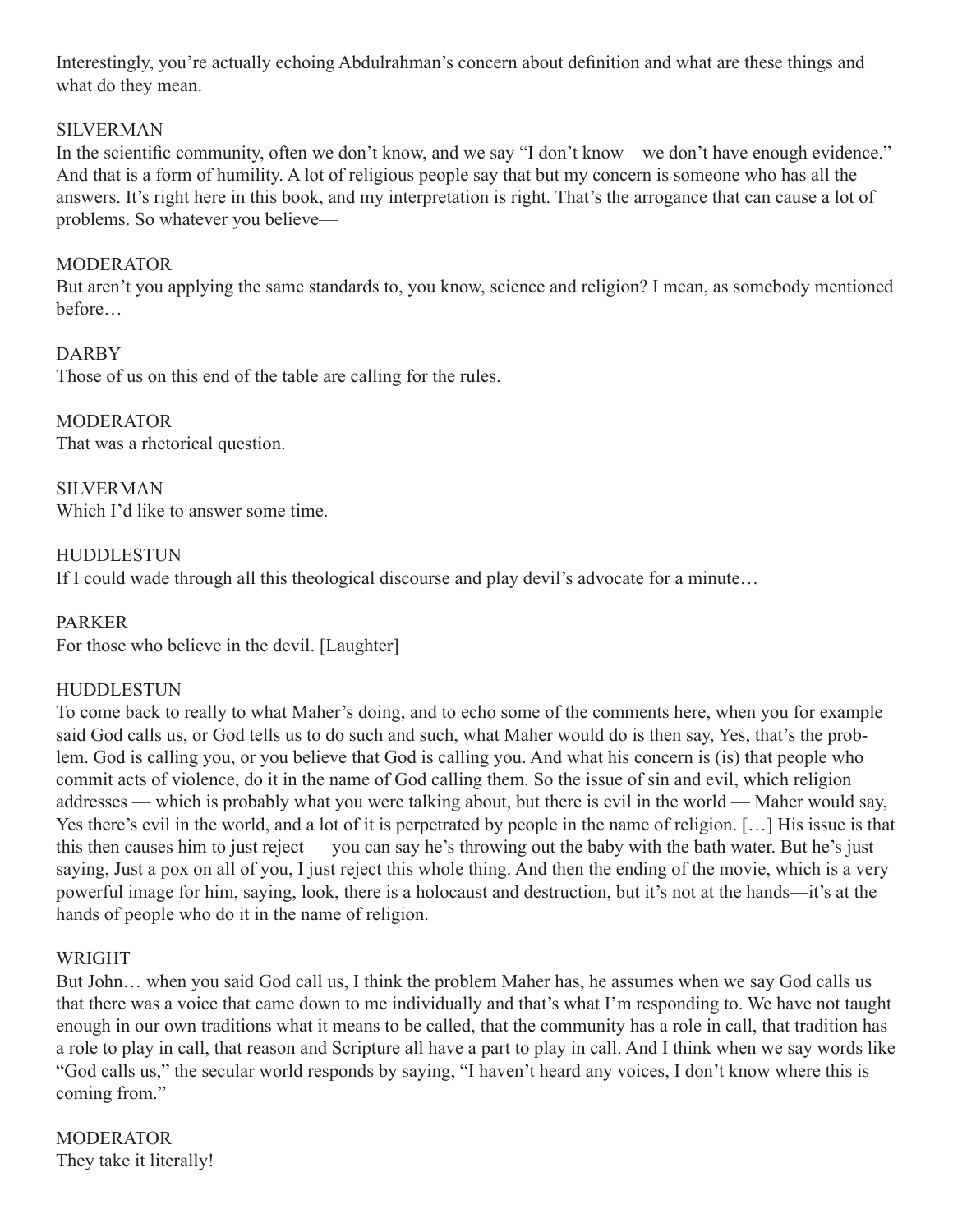Interestingly, you're actually echoing Abdulrahman's concern about definition and what are these things and what do they mean.

SILVERMAN

In the scientific community, often we don't know, and we say "I don't know—we don't have enough evidence." And that is a form of humility. A lot of religious people say that but my concern is someone who has all the answers. It's right here in this book, and my interpretation is right. That's the arrogance that can cause a lot of problems. So whatever you believe—

MODERATOR

But aren't you applying the same standards to, you know, science and religion? I mean, as somebody mentioned before…

DARBY

Those of us on this end of the table are calling for the rules.

MODERATOR

That was a rhetorical question.

SILVERMAN

Which I'd like to answer some time.

HUDDLESTUN

If I could wade through all this theological discourse and play devil's advocate for a minute…

PARKER

For those who believe in the devil. [Laughter]

HUDDLESTUN

To come back to really to what Maher's doing, and to echo some of the comments here, when you for example said God calls us, or God tells us to do such and such, what Maher would do is then say, Yes, that's the problem. God is calling you, or you believe that God is calling you. And what his concern is (is) that people who commit acts of violence, do it in the name of God calling them. So the issue of sin and evil, which religion addresses — which is probably what you were talking about, but there is evil in the world — Maher would say, Yes there's evil in the world, and a lot of it is perpetrated by people in the name of religion. […] His issue is that this then causes him to just reject — you can say he's throwing out the baby with the bath water. But he's just saying, Just a pox on all of you, I just reject this whole thing. And then the ending of the movie, which is a very powerful image for him, saying, look, there is a holocaust and destruction, but it's not at the hands—it's at the hands of people who do it in the name of religion.

WRIGHT

But John… when you said God call us, I think the problem Maher has, he assumes when we say God calls us that there was a voice that came down to me individually and that's what I'm responding to. We have not taught enough in our own traditions what it means to be called, that the community has a role in call, that tradition has a role to play in call, that reason and Scripture all have a part to play in call. And I think when we say words like "God calls us," the secular world responds by saying, "I haven't heard any voices, I don't know where this is coming from."

MODERATOR

They take it literally!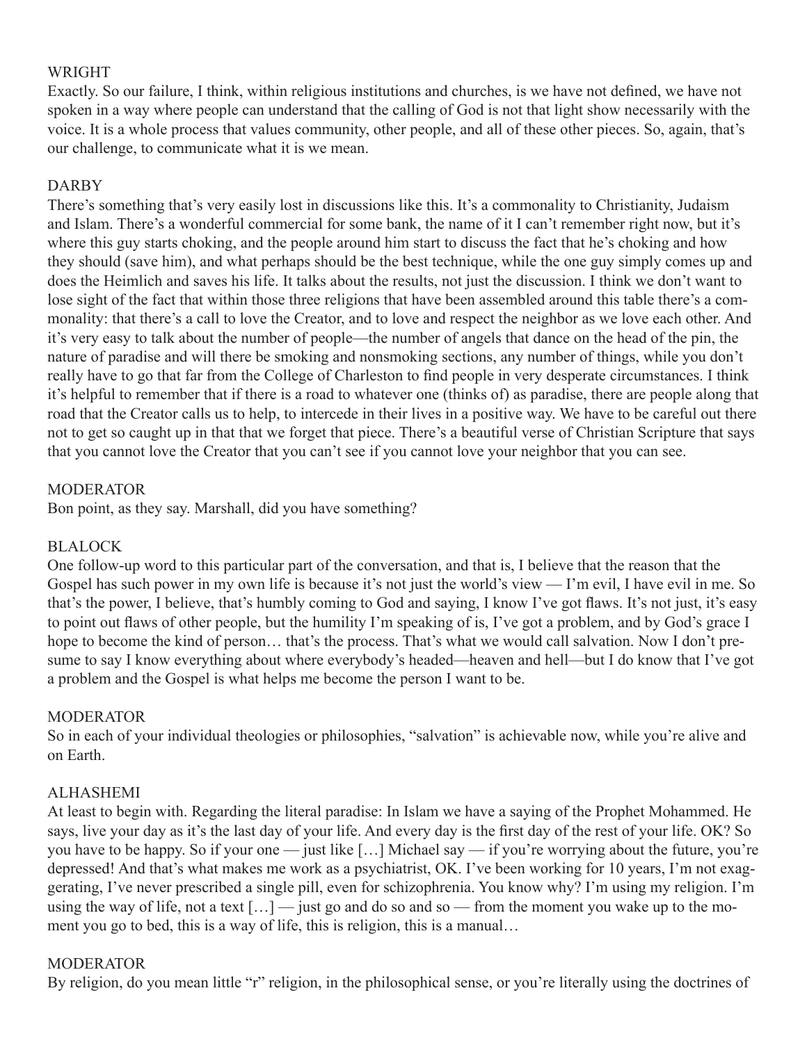WRIGHT

Exactly. So our failure, I think, within religious institutions and churches, is we have not defined, we have not spoken in a way where people can understand that the calling of God is not that light show necessarily with the voice. It is a whole process that values community, other people, and all of these other pieces. So, again, that's our challenge, to communicate what it is we mean.

DARBY

There's something that's very easily lost in discussions like this. It's a commonality to Christianity, Judaism and Islam. There's a wonderful commercial for some bank, the name of it I can't remember right now, but it's where this guy starts choking, and the people around him start to discuss the fact that he's choking and how they should (save him), and what perhaps should be the best technique, while the one guy simply comes up and does the Heimlich and saves his life. It talks about the results, not just the discussion. I think we don't want to lose sight of the fact that within those three religions that have been assembled around this table there's a commonality: that there's a call to love the Creator, and to love and respect the neighbor as we love each other. And it's very easy to talk about the number of people—the number of angels that dance on the head of the pin, the nature of paradise and will there be smoking and nonsmoking sections, any number of things, while you don't really have to go that far from the College of Charleston to find people in very desperate circumstances. I think it's helpful to remember that if there is a road to whatever one (thinks of) as paradise, there are people along that road that the Creator calls us to help, to intercede in their lives in a positive way. We have to be careful out there not to get so caught up in that that we forget that piece. There's a beautiful verse of Christian Scripture that says that you cannot love the Creator that you can't see if you cannot love your neighbor that you can see.

MODERATOR

Bon point, as they say. Marshall, did you have something?

BLALOCK

One follow-up word to this particular part of the conversation, and that is, I believe that the reason that the Gospel has such power in my own life is because it's not just the world's view — I'm evil, I have evil in me. So that's the power, I believe, that's humbly coming to God and saying, I know I've got flaws. It's not just, it's easy to point out flaws of other people, but the humility I'm speaking of is, I've got a problem, and by God's grace I hope to become the kind of person… that's the process. That's what we would call salvation. Now I don't presume to say I know everything about where everybody's headed—heaven and hell—but I do know that I've got a problem and the Gospel is what helps me become the person I want to be.

MODERATOR

So in each of your individual theologies or philosophies, "salvation" is achievable now, while you're alive and on Earth.

ALHASHEMI

At least to begin with. Regarding the literal paradise: In Islam we have a saying of the Prophet Mohammed. He says, live your day as it's the last day of your life. And every day is the first day of the rest of your life. OK? So you have to be happy. So if your one — just like […] Michael say — if you're worrying about the future, you're depressed! And that's what makes me work as a psychiatrist, OK. I've been working for 10 years, I'm not exaggerating, I've never prescribed a single pill, even for schizophrenia. You know why? I'm using my religion. I'm using the way of life, not a text […] — just go and do so and so — from the moment you wake up to the moment you go to bed, this is a way of life, this is religion, this is a manual…

MODERATOR

By religion, do you mean little "r" religion, in the philosophical sense, or you're literally using the doctrines of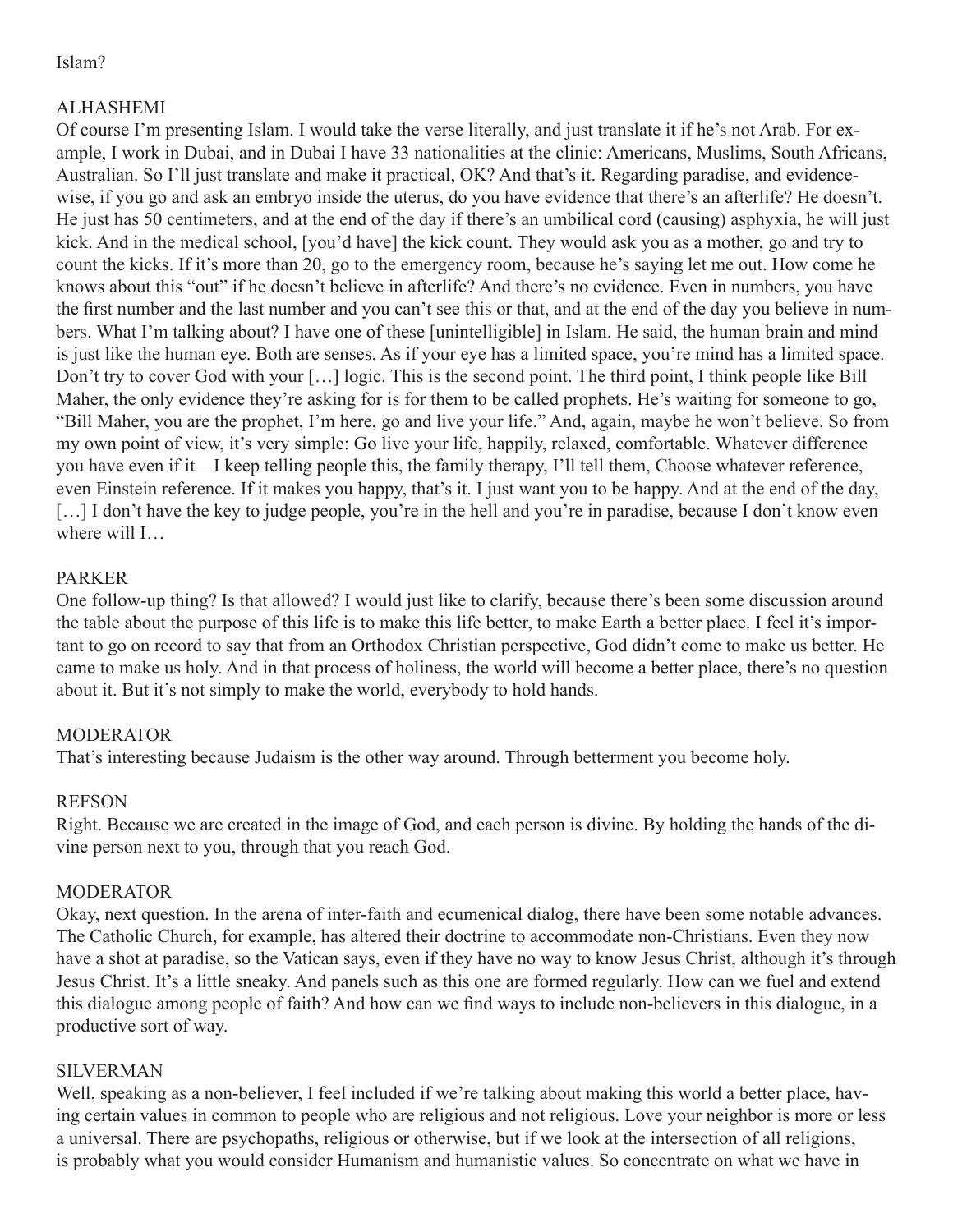Islam?

ALHASHEMI

Of course I'm presenting Islam. I would take the verse literally, and just translate it if he's not Arab. For example, I work in Dubai, and in Dubai I have 33 nationalities at the clinic: Americans, Muslims, South Africans, Australian. So I'll just translate and make it practical, OK? And that's it. Regarding paradise, and evidence-wise, if you go and ask an embryo inside the uterus, do you have evidence that there's an afterlife? He doesn't. He just has 50 centimeters, and at the end of the day if there's an umbilical cord (causing) asphyxia, he will just kick. And in the medical school, [you'd have] the kick count. They would ask you as a mother, go and try to count the kicks. If it's more than 20, go to the emergency room, because he's saying let me out. How come he knows about this "out" if he doesn't believe in afterlife? And there's no evidence. Even in numbers, you have the first number and the last number and you can't see this or that, and at the end of the day you believe in numbers. What I'm talking about? I have one of these [unintelligible] in Islam. He said, the human brain and mind is just like the human eye. Both are senses. As if your eye has a limited space, you're mind has a limited space. Don't try to cover God with your […] logic. This is the second point. The third point, I think people like Bill Maher, the only evidence they're asking for is for them to be called prophets. He's waiting for someone to go, "Bill Maher, you are the prophet, I'm here, go and live your life." And, again, maybe he won't believe. So from my own point of view, it's very simple: Go live your life, happily, relaxed, comfortable. Whatever difference you have even if it—I keep telling people this, the family therapy, I'll tell them, Choose whatever reference, even Einstein reference. If it makes you happy, that's it. I just want you to be happy. And at the end of the day, […] I don't have the key to judge people, you're in the hell and you're in paradise, because I don't know even where will I…

PARKER

One follow-up thing? Is that allowed? I would just like to clarify, because there's been some discussion around the table about the purpose of this life is to make this life better, to make Earth a better place. I feel it's important to go on record to say that from an Orthodox Christian perspective, God didn't come to make us better. He came to make us holy. And in that process of holiness, the world will become a better place, there's no question about it. But it's not simply to make the world, everybody to hold hands.

MODERATOR

That's interesting because Judaism is the other way around. Through betterment you become holy.

REFSON

Right. Because we are created in the image of God, and each person is divine. By holding the hands of the divine person next to you, through that you reach God.

MODERATOR

Okay, next question. In the arena of inter-faith and ecumenical dialog, there have been some notable advances. The Catholic Church, for example, has altered their doctrine to accommodate non-Christians. Even they now have a shot at paradise, so the Vatican says, even if they have no way to know Jesus Christ, although it's through Jesus Christ. It's a little sneaky. And panels such as this one are formed regularly. How can we fuel and extend this dialogue among people of faith? And how can we find ways to include non-believers in this dialogue, in a productive sort of way.

SILVERMAN

Well, speaking as a non-believer, I feel included if we're talking about making this world a better place, having certain values in common to people who are religious and not religious. Love your neighbor is more or less a universal. There are psychopaths, religious or otherwise, but if we look at the intersection of all religions, is probably what you would consider Humanism and humanistic values. So concentrate on what we have in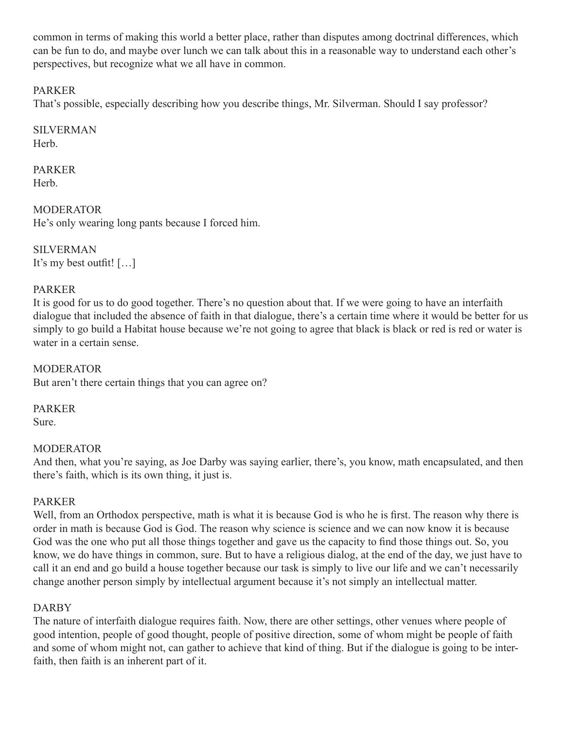common in terms of making this world a better place, rather than disputes among doctrinal differences, which can be fun to do, and maybe over lunch we can talk about this in a reasonable way to understand each other's perspectives, but recognize what we all have in common.

PARKER
That's possible, especially describing how you describe things, Mr. Silverman. Should I say professor?

SILVERMAN
Herb.

PARKER
Herb.

MODERATOR
He's only wearing long pants because I forced him.

SILVERMAN
It's my best outfit! […]

PARKER
It is good for us to do good together. There's no question about that. If we were going to have an interfaith dialogue that included the absence of faith in that dialogue, there's a certain time where it would be better for us simply to go build a Habitat house because we're not going to agree that black is black or red is red or water is water in a certain sense.

MODERATOR
But aren't there certain things that you can agree on?

PARKER
Sure.

MODERATOR
And then, what you're saying, as Joe Darby was saying earlier, there's, you know, math encapsulated, and then there's faith, which is its own thing, it just is.

PARKER
Well, from an Orthodox perspective, math is what it is because God is who he is first. The reason why there is order in math is because God is God. The reason why science is science and we can now know it is because God was the one who put all those things together and gave us the capacity to find those things out. So, you know, we do have things in common, sure. But to have a religious dialog, at the end of the day, we just have to call it an end and go build a house together because our task is simply to live our life and we can't necessarily change another person simply by intellectual argument because it's not simply an intellectual matter.

DARBY
The nature of interfaith dialogue requires faith. Now, there are other settings, other venues where people of good intention, people of good thought, people of positive direction, some of whom might be people of faith and some of whom might not, can gather to achieve that kind of thing. But if the dialogue is going to be interfaith, then faith is an inherent part of it.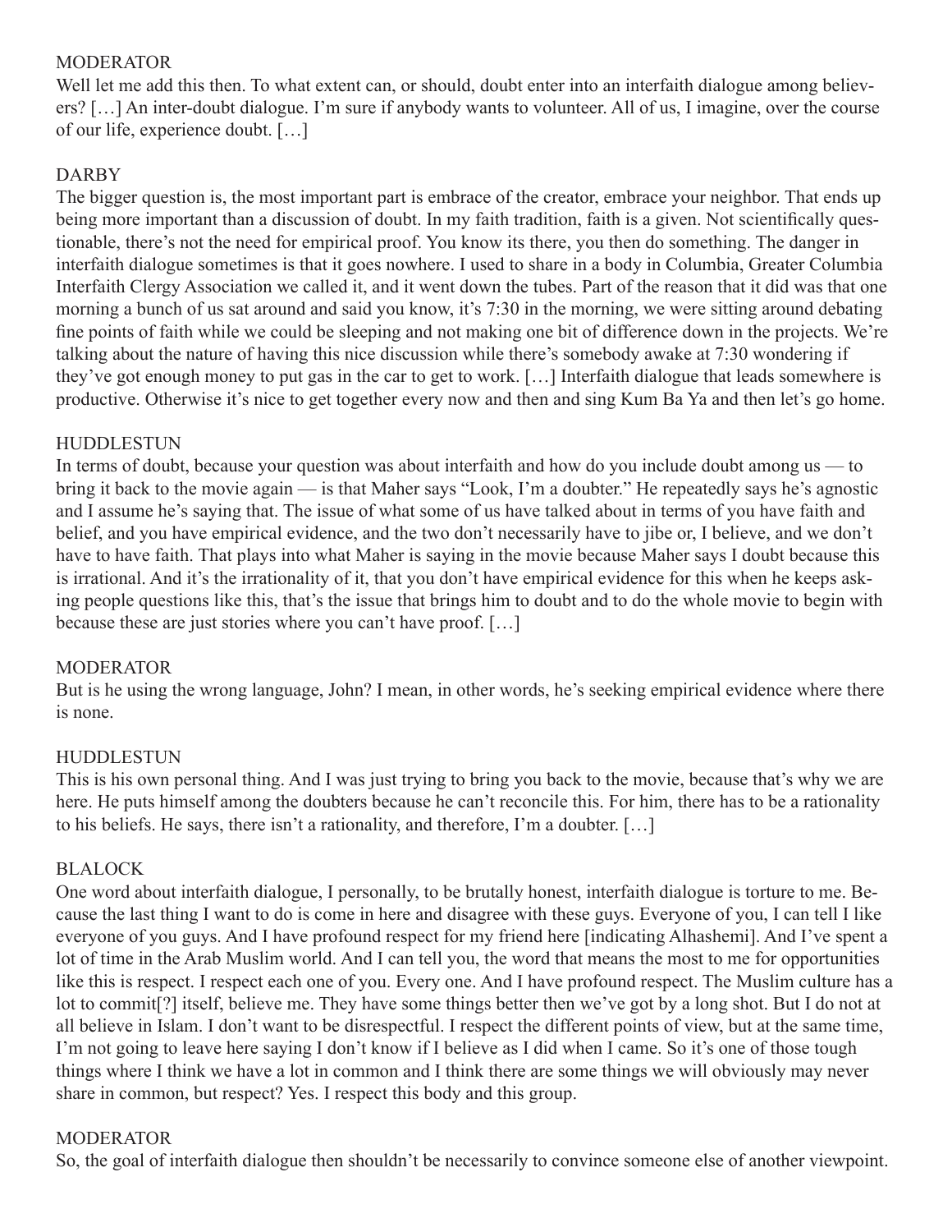MODERATOR

Well let me add this then. To what extent can, or should, doubt enter into an interfaith dialogue among believers? […] An inter-doubt dialogue. I'm sure if anybody wants to volunteer. All of us, I imagine, over the course of our life, experience doubt. […]

DARBY

The bigger question is, the most important part is embrace of the creator, embrace your neighbor. That ends up being more important than a discussion of doubt. In my faith tradition, faith is a given. Not scientifically questionable, there's not the need for empirical proof. You know its there, you then do something. The danger in interfaith dialogue sometimes is that it goes nowhere. I used to share in a body in Columbia, Greater Columbia Interfaith Clergy Association we called it, and it went down the tubes. Part of the reason that it did was that one morning a bunch of us sat around and said you know, it's 7:30 in the morning, we were sitting around debating fine points of faith while we could be sleeping and not making one bit of difference down in the projects. We're talking about the nature of having this nice discussion while there's somebody awake at 7:30 wondering if they've got enough money to put gas in the car to get to work. […] Interfaith dialogue that leads somewhere is productive. Otherwise it's nice to get together every now and then and sing Kum Ba Ya and then let's go home.

HUDDLESTUN

In terms of doubt, because your question was about interfaith and how do you include doubt among us — to bring it back to the movie again — is that Maher says "Look, I'm a doubter." He repeatedly says he's agnostic and I assume he's saying that. The issue of what some of us have talked about in terms of you have faith and belief, and you have empirical evidence, and the two don't necessarily have to jibe or, I believe, and we don't have to have faith. That plays into what Maher is saying in the movie because Maher says I doubt because this is irrational. And it's the irrationality of it, that you don't have empirical evidence for this when he keeps asking people questions like this, that's the issue that brings him to doubt and to do the whole movie to begin with because these are just stories where you can't have proof. […]

MODERATOR

But is he using the wrong language, John? I mean, in other words, he's seeking empirical evidence where there is none.

HUDDLESTUN

This is his own personal thing. And I was just trying to bring you back to the movie, because that's why we are here. He puts himself among the doubters because he can't reconcile this. For him, there has to be a rationality to his beliefs. He says, there isn't a rationality, and therefore, I'm a doubter. […]

BLALOCK

One word about interfaith dialogue, I personally, to be brutally honest, interfaith dialogue is torture to me. Because the last thing I want to do is come in here and disagree with these guys. Everyone of you, I can tell I like everyone of you guys. And I have profound respect for my friend here [indicating Alhashemi]. And I've spent a lot of time in the Arab Muslim world. And I can tell you, the word that means the most to me for opportunities like this is respect. I respect each one of you. Every one. And I have profound respect. The Muslim culture has a lot to commit[?] itself, believe me. They have some things better then we've got by a long shot. But I do not at all believe in Islam. I don't want to be disrespectful. I respect the different points of view, but at the same time, I'm not going to leave here saying I don't know if I believe as I did when I came. So it's one of those tough things where I think we have a lot in common and I think there are some things we will obviously may never share in common, but respect? Yes. I respect this body and this group.

MODERATOR

So, the goal of interfaith dialogue then shouldn't be necessarily to convince someone else of another viewpoint.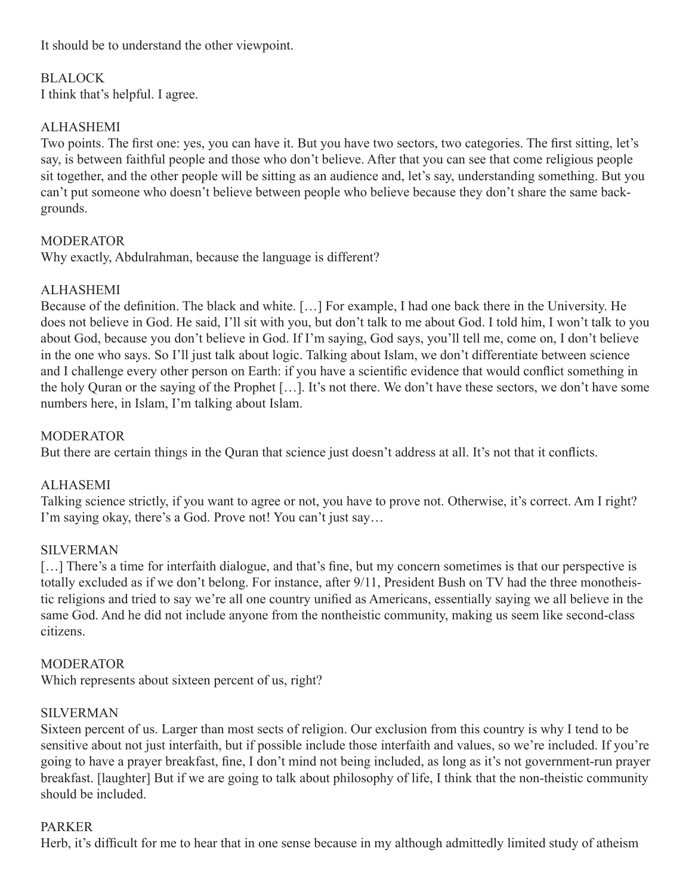It should be to understand the other viewpoint.

BLALOCK
I think that's helpful. I agree.

ALHASHEMI
Two points. The first one: yes, you can have it. But you have two sectors, two categories. The first sitting, let's say, is between faithful people and those who don't believe. After that you can see that come religious people sit together, and the other people will be sitting as an audience and, let's say, understanding something. But you can't put someone who doesn't believe between people who believe because they don't share the same backgrounds.

MODERATOR
Why exactly, Abdulrahman, because the language is different?

ALHASHEMI
Because of the definition. The black and white. […] For example, I had one back there in the University. He does not believe in God. He said, I'll sit with you, but don't talk to me about God. I told him, I won't talk to you about God, because you don't believe in God. If I'm saying, God says, you'll tell me, come on, I don't believe in the one who says. So I'll just talk about logic. Talking about Islam, we don't differentiate between science and I challenge every other person on Earth: if you have a scientific evidence that would conflict something in the holy Quran or the saying of the Prophet […]. It's not there. We don't have these sectors, we don't have some numbers here, in Islam, I'm talking about Islam.

MODERATOR
But there are certain things in the Quran that science just doesn't address at all. It's not that it conflicts.

ALHASEMI
Talking science strictly, if you want to agree or not, you have to prove not. Otherwise, it's correct. Am I right? I'm saying okay, there's a God. Prove not! You can't just say…

SILVERMAN
[…] There's a time for interfaith dialogue, and that's fine, but my concern sometimes is that our perspective is totally excluded as if we don't belong. For instance, after 9/11, President Bush on TV had the three monotheistic religions and tried to say we're all one country unified as Americans, essentially saying we all believe in the same God. And he did not include anyone from the nontheistic community, making us seem like second-class citizens.

MODERATOR
Which represents about sixteen percent of us, right?

SILVERMAN
Sixteen percent of us. Larger than most sects of religion. Our exclusion from this country is why I tend to be sensitive about not just interfaith, but if possible include those interfaith and values, so we're included. If you're going to have a prayer breakfast, fine, I don't mind not being included, as long as it's not government-run prayer breakfast. [laughter] But if we are going to talk about philosophy of life, I think that the non-theistic community should be included.

PARKER
Herb, it's difficult for me to hear that in one sense because in my although admittedly limited study of atheism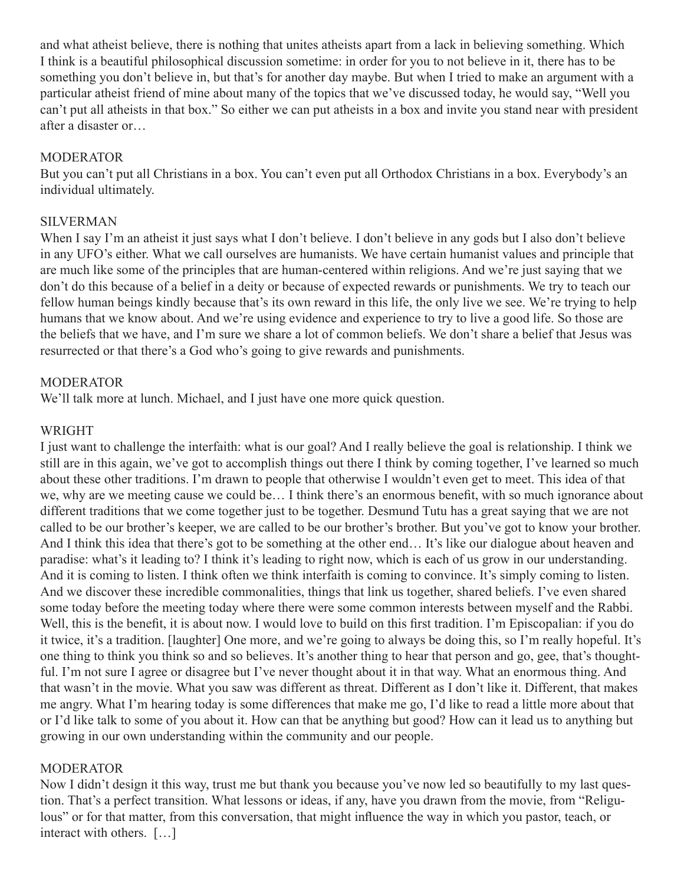and what atheist believe, there is nothing that unites atheists apart from a lack in believing something. Which I think is a beautiful philosophical discussion sometime: in order for you to not believe in it, there has to be something you don't believe in, but that's for another day maybe. But when I tried to make an argument with a particular atheist friend of mine about many of the topics that we've discussed today, he would say, "Well you can't put all atheists in that box." So either we can put atheists in a box and invite you stand near with president after a disaster or…

MODERATOR

But you can't put all Christians in a box. You can't even put all Orthodox Christians in a box. Everybody's an individual ultimately.

SILVERMAN

When I say I'm an atheist it just says what I don't believe. I don't believe in any gods but I also don't believe in any UFO's either. What we call ourselves are humanists. We have certain humanist values and principle that are much like some of the principles that are human-centered within religions. And we're just saying that we don't do this because of a belief in a deity or because of expected rewards or punishments. We try to teach our fellow human beings kindly because that's its own reward in this life, the only live we see. We're trying to help humans that we know about. And we're using evidence and experience to try to live a good life. So those are the beliefs that we have, and I'm sure we share a lot of common beliefs. We don't share a belief that Jesus was resurrected or that there's a God who's going to give rewards and punishments.

MODERATOR

We'll talk more at lunch. Michael, and I just have one more quick question.

WRIGHT

I just want to challenge the interfaith: what is our goal? And I really believe the goal is relationship. I think we still are in this again, we've got to accomplish things out there I think by coming together, I've learned so much about these other traditions. I'm drawn to people that otherwise I wouldn't even get to meet. This idea of that we, why are we meeting cause we could be… I think there's an enormous benefit, with so much ignorance about different traditions that we come together just to be together. Desmund Tutu has a great saying that we are not called to be our brother's keeper, we are called to be our brother's brother. But you've got to know your brother. And I think this idea that there's got to be something at the other end… It's like our dialogue about heaven and paradise: what's it leading to? I think it's leading to right now, which is each of us grow in our understanding. And it is coming to listen. I think often we think interfaith is coming to convince. It's simply coming to listen. And we discover these incredible commonalities, things that link us together, shared beliefs. I've even shared some today before the meeting today where there were some common interests between myself and the Rabbi. Well, this is the benefit, it is about now. I would love to build on this first tradition. I'm Episcopalian: if you do it twice, it's a tradition. [laughter] One more, and we're going to always be doing this, so I'm really hopeful. It's one thing to think you think so and so believes. It's another thing to hear that person and go, gee, that's thoughtful. I'm not sure I agree or disagree but I've never thought about it in that way. What an enormous thing. And that wasn't in the movie. What you saw was different as threat. Different as I don't like it. Different, that makes me angry. What I'm hearing today is some differences that make me go, I'd like to read a little more about that or I'd like talk to some of you about it. How can that be anything but good? How can it lead us to anything but growing in our own understanding within the community and our people.

MODERATOR

Now I didn't design it this way, trust me but thank you because you've now led so beautifully to my last question. That's a perfect transition. What lessons or ideas, if any, have you drawn from the movie, from "Religulous" or for that matter, from this conversation, that might influence the way in which you pastor, teach, or interact with others. […]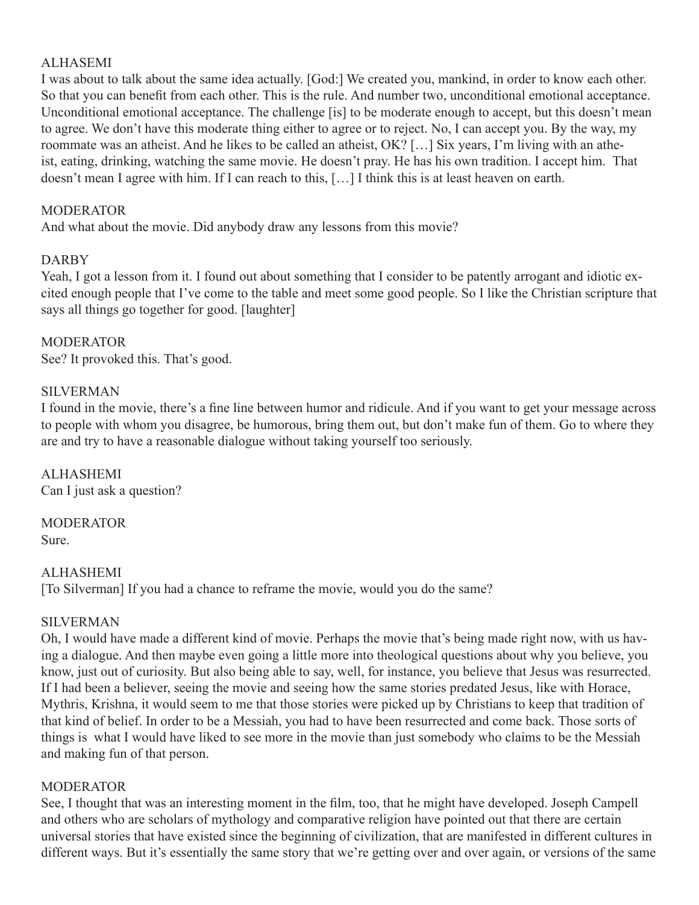ALHASEMI

I was about to talk about the same idea actually. [God:] We created you, mankind, in order to know each other. So that you can benefit from each other. This is the rule. And number two, unconditional emotional acceptance. Unconditional emotional acceptance. The challenge [is] to be moderate enough to accept, but this doesn't mean to agree. We don't have this moderate thing either to agree or to reject. No, I can accept you. By the way, my roommate was an atheist. And he likes to be called an atheist, OK? […] Six years, I'm living with an atheist, eating, drinking, watching the same movie. He doesn't pray. He has his own tradition. I accept him. That doesn't mean I agree with him. If I can reach to this, […] I think this is at least heaven on earth.

MODERATOR

And what about the movie. Did anybody draw any lessons from this movie?

DARBY

Yeah, I got a lesson from it. I found out about something that I consider to be patently arrogant and idiotic excited enough people that I've come to the table and meet some good people. So I like the Christian scripture that says all things go together for good. [laughter]

MODERATOR

See? It provoked this. That's good.

SILVERMAN

I found in the movie, there's a fine line between humor and ridicule. And if you want to get your message across to people with whom you disagree, be humorous, bring them out, but don't make fun of them. Go to where they are and try to have a reasonable dialogue without taking yourself too seriously.

ALHASHEMI

Can I just ask a question?

MODERATOR

Sure.

ALHASHEMI

[To Silverman] If you had a chance to reframe the movie, would you do the same?

SILVERMAN

Oh, I would have made a different kind of movie. Perhaps the movie that's being made right now, with us having a dialogue. And then maybe even going a little more into theological questions about why you believe, you know, just out of curiosity. But also being able to say, well, for instance, you believe that Jesus was resurrected. If I had been a believer, seeing the movie and seeing how the same stories predated Jesus, like with Horace, Mythris, Krishna, it would seem to me that those stories were picked up by Christians to keep that tradition of that kind of belief. In order to be a Messiah, you had to have been resurrected and come back. Those sorts of things is what I would have liked to see more in the movie than just somebody who claims to be the Messiah and making fun of that person.

MODERATOR

See, I thought that was an interesting moment in the film, too, that he might have developed. Joseph Campell and others who are scholars of mythology and comparative religion have pointed out that there are certain universal stories that have existed since the beginning of civilization, that are manifested in different cultures in different ways. But it's essentially the same story that we're getting over and over again, or versions of the same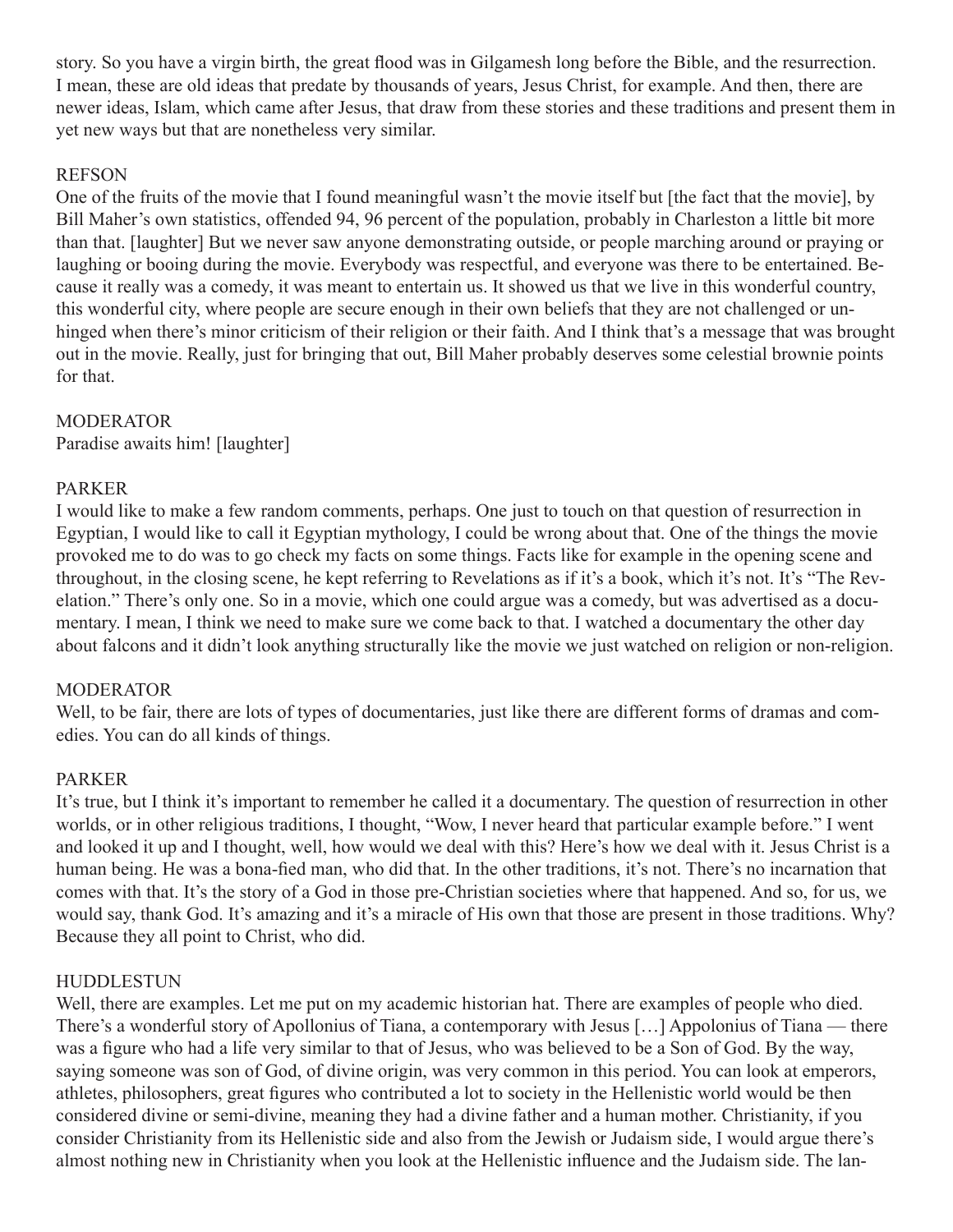story. So you have a virgin birth, the great flood was in Gilgamesh long before the Bible, and the resurrection. I mean, these are old ideas that predate by thousands of years, Jesus Christ, for example. And then, there are newer ideas, Islam, which came after Jesus, that draw from these stories and these traditions and present them in yet new ways but that are nonetheless very similar.

REFSON

One of the fruits of the movie that I found meaningful wasn't the movie itself but [the fact that the movie], by Bill Maher's own statistics, offended 94, 96 percent of the population, probably in Charleston a little bit more than that. [laughter] But we never saw anyone demonstrating outside, or people marching around or praying or laughing or booing during the movie. Everybody was respectful, and everyone was there to be entertained. Because it really was a comedy, it was meant to entertain us. It showed us that we live in this wonderful country, this wonderful city, where people are secure enough in their own beliefs that they are not challenged or unhinged when there's minor criticism of their religion or their faith. And I think that's a message that was brought out in the movie. Really, just for bringing that out, Bill Maher probably deserves some celestial brownie points for that.

MODERATOR

Paradise awaits him! [laughter]

PARKER

I would like to make a few random comments, perhaps. One just to touch on that question of resurrection in Egyptian, I would like to call it Egyptian mythology, I could be wrong about that. One of the things the movie provoked me to do was to go check my facts on some things. Facts like for example in the opening scene and throughout, in the closing scene, he kept referring to Revelations as if it's a book, which it's not. It's "The Revelation." There's only one. So in a movie, which one could argue was a comedy, but was advertised as a documentary. I mean, I think we need to make sure we come back to that. I watched a documentary the other day about falcons and it didn't look anything structurally like the movie we just watched on religion or non-religion.

MODERATOR

Well, to be fair, there are lots of types of documentaries, just like there are different forms of dramas and comedies. You can do all kinds of things.

PARKER

It's true, but I think it's important to remember he called it a documentary. The question of resurrection in other worlds, or in other religious traditions, I thought, "Wow, I never heard that particular example before." I went and looked it up and I thought, well, how would we deal with this? Here's how we deal with it. Jesus Christ is a human being. He was a bona-fied man, who did that. In the other traditions, it's not. There's no incarnation that comes with that. It's the story of a God in those pre-Christian societies where that happened. And so, for us, we would say, thank God. It's amazing and it's a miracle of His own that those are present in those traditions. Why? Because they all point to Christ, who did.

HUDDLESTUN

Well, there are examples. Let me put on my academic historian hat. There are examples of people who died. There's a wonderful story of Apollonius of Tiana, a contemporary with Jesus […] Appolonius of Tiana — there was a figure who had a life very similar to that of Jesus, who was believed to be a Son of God. By the way, saying someone was son of God, of divine origin, was very common in this period. You can look at emperors, athletes, philosophers, great figures who contributed a lot to society in the Hellenistic world would be then considered divine or semi-divine, meaning they had a divine father and a human mother. Christianity, if you consider Christianity from its Hellenistic side and also from the Jewish or Judaism side, I would argue there's almost nothing new in Christianity when you look at the Hellenistic influence and the Judaism side. The lan-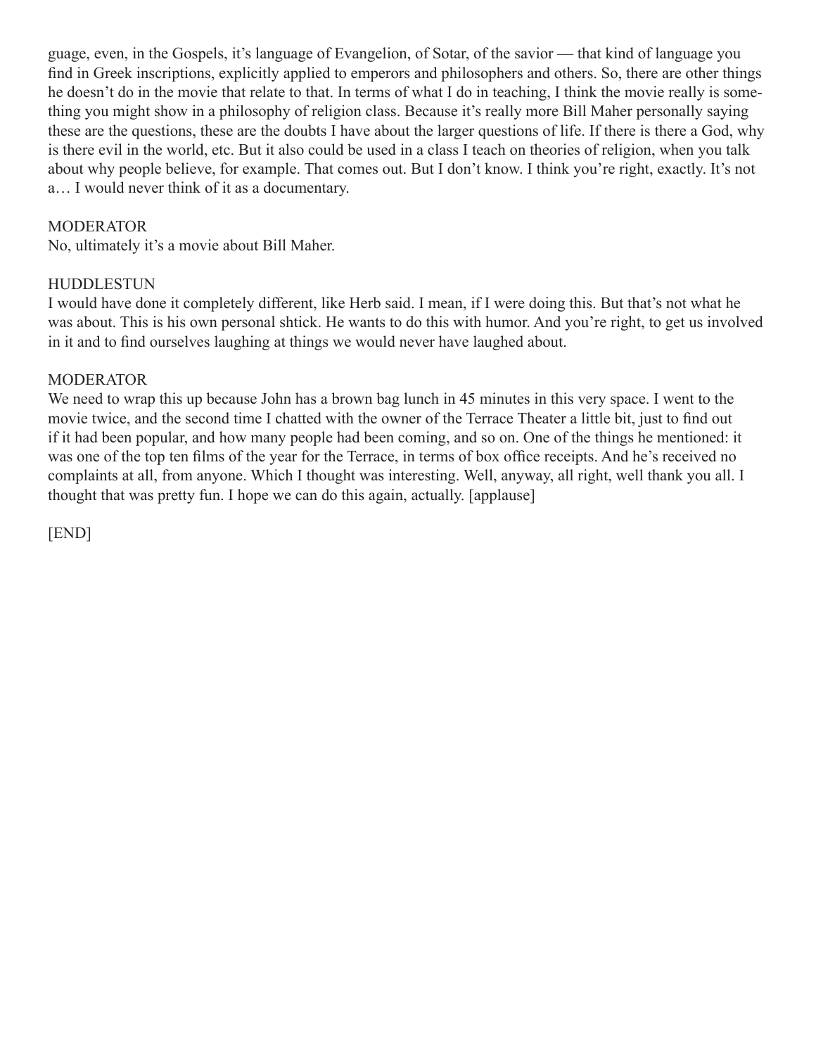guage, even, in the Gospels, it's language of Evangelion, of Sotar, of the savior — that kind of language you find in Greek inscriptions, explicitly applied to emperors and philosophers and others. So, there are other things he doesn't do in the movie that relate to that. In terms of what I do in teaching, I think the movie really is something you might show in a philosophy of religion class. Because it's really more Bill Maher personally saying these are the questions, these are the doubts I have about the larger questions of life. If there is there a God, why is there evil in the world, etc. But it also could be used in a class I teach on theories of religion, when you talk about why people believe, for example. That comes out. But I don't know. I think you're right, exactly. It's not a… I would never think of it as a documentary.

MODERATOR
No, ultimately it's a movie about Bill Maher.

HUDDLESTUN
I would have done it completely different, like Herb said. I mean, if I were doing this. But that's not what he was about. This is his own personal shtick. He wants to do this with humor. And you're right, to get us involved in it and to find ourselves laughing at things we would never have laughed about.

MODERATOR
We need to wrap this up because John has a brown bag lunch in 45 minutes in this very space. I went to the movie twice, and the second time I chatted with the owner of the Terrace Theater a little bit, just to find out if it had been popular, and how many people had been coming, and so on. One of the things he mentioned: it was one of the top ten films of the year for the Terrace, in terms of box office receipts. And he's received no complaints at all, from anyone. Which I thought was interesting. Well, anyway, all right, well thank you all. I thought that was pretty fun. I hope we can do this again, actually. [applause]

[END]